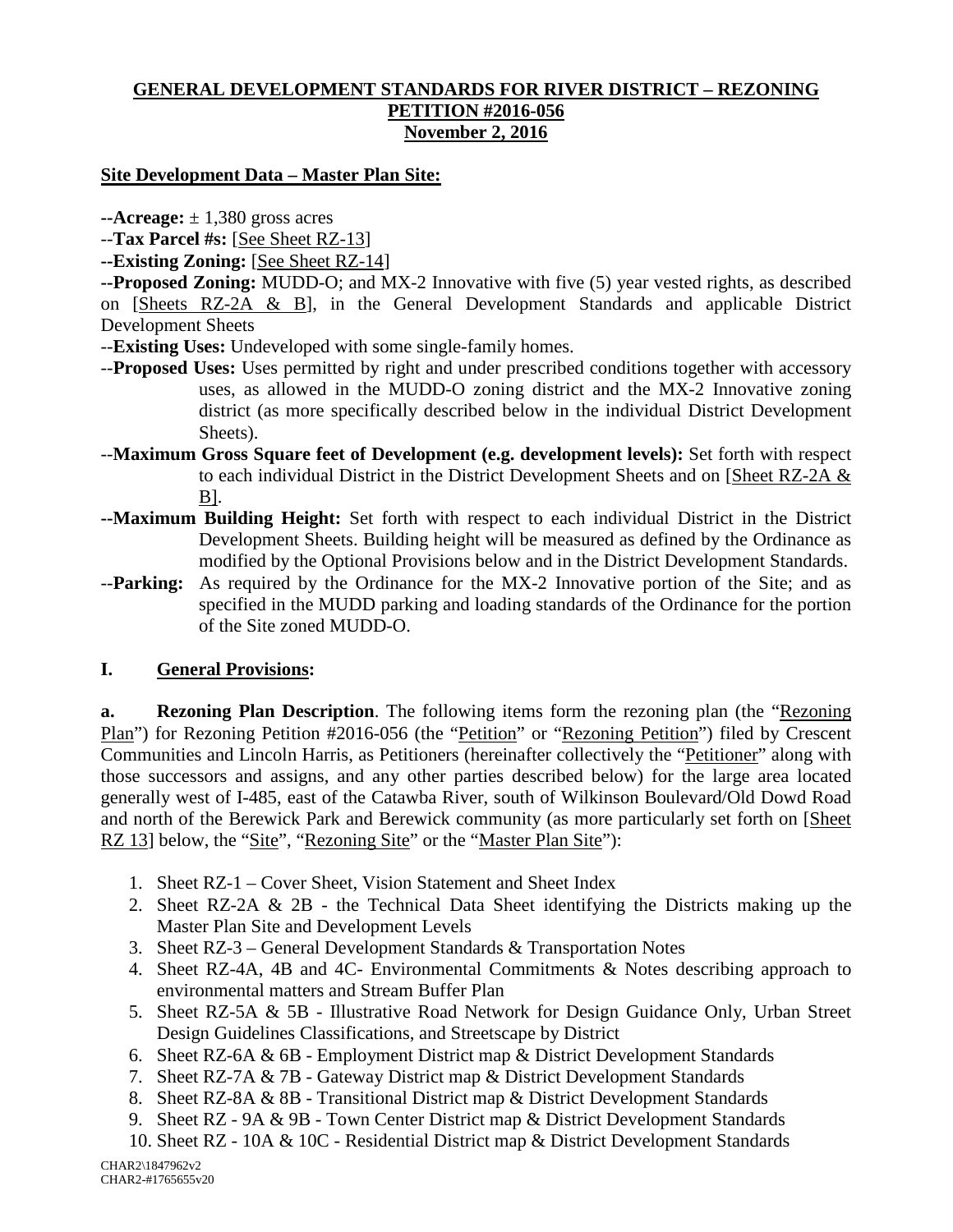**GENERAL DEVELOPMENT STANDARDS FOR RIVER DISTRICT – REZONING PETITION #2016-056**
**November 2, 2016**

**Site Development Data – Master Plan Site:**

--**Acreage:** ± 1,380 gross acres

--**Tax Parcel #s:** [See Sheet RZ-13]

--**Existing Zoning:** [See Sheet RZ-14]

--**Proposed Zoning:** MUDD-O; and MX-2 Innovative with five (5) year vested rights, as described on [Sheets RZ-2A & B], in the General Development Standards and applicable District Development Sheets

--**Existing Uses:** Undeveloped with some single-family homes.

--**Proposed Uses:** Uses permitted by right and under prescribed conditions together with accessory uses, as allowed in the MUDD-O zoning district and the MX-2 Innovative zoning district (as more specifically described below in the individual District Development Sheets).

--**Maximum Gross Square feet of Development (e.g. development levels):** Set forth with respect to each individual District in the District Development Sheets and on [Sheet RZ-2A & B].

--**Maximum Building Height:** Set forth with respect to each individual District in the District Development Sheets. Building height will be measured as defined by the Ordinance as modified by the Optional Provisions below and in the District Development Standards.

--**Parking:** As required by the Ordinance for the MX-2 Innovative portion of the Site; and as specified in the MUDD parking and loading standards of the Ordinance for the portion of the Site zoned MUDD-O.

## I. General Provisions:

**a. Rezoning Plan Description**. The following items form the rezoning plan (the "Rezoning Plan") for Rezoning Petition #2016-056 (the "Petition" or "Rezoning Petition") filed by Crescent Communities and Lincoln Harris, as Petitioners (hereinafter collectively the "Petitioner" along with those successors and assigns, and any other parties described below) for the large area located generally west of I-485, east of the Catawba River, south of Wilkinson Boulevard/Old Dowd Road and north of the Berewick Park and Berewick community (as more particularly set forth on [Sheet RZ 13] below, the "Site", "Rezoning Site" or the "Master Plan Site"):

1. Sheet RZ-1 – Cover Sheet, Vision Statement and Sheet Index
2. Sheet RZ-2A & 2B - the Technical Data Sheet identifying the Districts making up the Master Plan Site and Development Levels
3. Sheet RZ-3 – General Development Standards & Transportation Notes
4. Sheet RZ-4A, 4B and 4C- Environmental Commitments & Notes describing approach to environmental matters and Stream Buffer Plan
5. Sheet RZ-5A & 5B - Illustrative Road Network for Design Guidance Only, Urban Street Design Guidelines Classifications, and Streetscape by District
6. Sheet RZ-6A & 6B - Employment District map & District Development Standards
7. Sheet RZ-7A & 7B - Gateway District map & District Development Standards
8. Sheet RZ-8A & 8B - Transitional District map & District Development Standards
9. Sheet RZ - 9A & 9B - Town Center District map & District Development Standards
10. Sheet RZ - 10A & 10C - Residential District map & District Development Standards

CHAR2\1847962v2
CHAR2-#1765655v20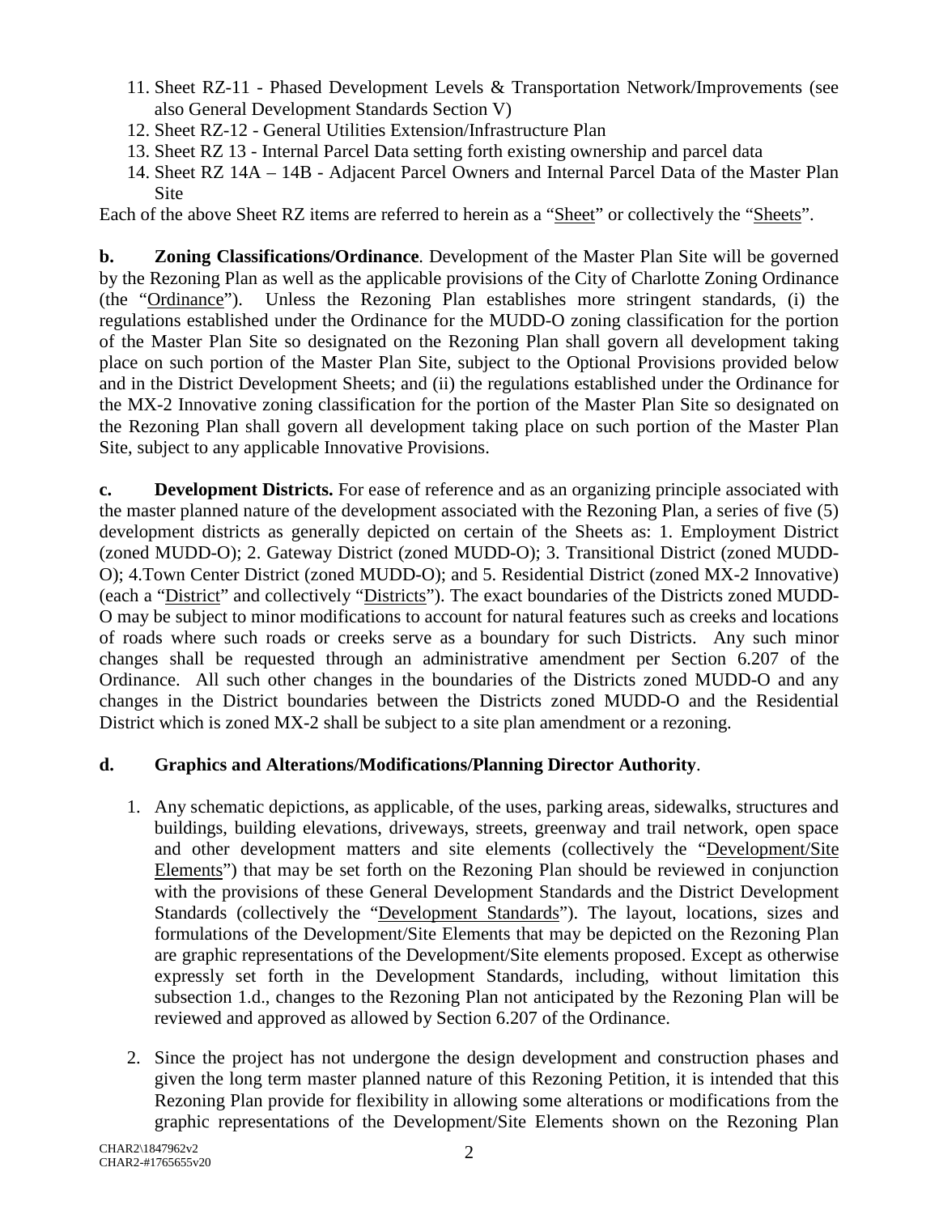11. Sheet RZ-11 - Phased Development Levels & Transportation Network/Improvements (see also General Development Standards Section V)
12. Sheet RZ-12 - General Utilities Extension/Infrastructure Plan
13. Sheet RZ 13 - Internal Parcel Data setting forth existing ownership and parcel data
14. Sheet RZ 14A – 14B - Adjacent Parcel Owners and Internal Parcel Data of the Master Plan Site

Each of the above Sheet RZ items are referred to herein as a "Sheet" or collectively the "Sheets".

**b. Zoning Classifications/Ordinance**. Development of the Master Plan Site will be governed by the Rezoning Plan as well as the applicable provisions of the City of Charlotte Zoning Ordinance (the "Ordinance"). Unless the Rezoning Plan establishes more stringent standards, (i) the regulations established under the Ordinance for the MUDD-O zoning classification for the portion of the Master Plan Site so designated on the Rezoning Plan shall govern all development taking place on such portion of the Master Plan Site, subject to the Optional Provisions provided below and in the District Development Sheets; and (ii) the regulations established under the Ordinance for the MX-2 Innovative zoning classification for the portion of the Master Plan Site so designated on the Rezoning Plan shall govern all development taking place on such portion of the Master Plan Site, subject to any applicable Innovative Provisions.

**c. Development Districts.** For ease of reference and as an organizing principle associated with the master planned nature of the development associated with the Rezoning Plan, a series of five (5) development districts as generally depicted on certain of the Sheets as: 1. Employment District (zoned MUDD-O); 2. Gateway District (zoned MUDD-O); 3. Transitional District (zoned MUDD-O); 4.Town Center District (zoned MUDD-O); and 5. Residential District (zoned MX-2 Innovative) (each a "District" and collectively "Districts"). The exact boundaries of the Districts zoned MUDD-O may be subject to minor modifications to account for natural features such as creeks and locations of roads where such roads or creeks serve as a boundary for such Districts. Any such minor changes shall be requested through an administrative amendment per Section 6.207 of the Ordinance. All such other changes in the boundaries of the Districts zoned MUDD-O and any changes in the District boundaries between the Districts zoned MUDD-O and the Residential District which is zoned MX-2 shall be subject to a site plan amendment or a rezoning.

**d. Graphics and Alterations/Modifications/Planning Director Authority**.

1. Any schematic depictions, as applicable, of the uses, parking areas, sidewalks, structures and buildings, building elevations, driveways, streets, greenway and trail network, open space and other development matters and site elements (collectively the "Development/Site Elements") that may be set forth on the Rezoning Plan should be reviewed in conjunction with the provisions of these General Development Standards and the District Development Standards (collectively the "Development Standards"). The layout, locations, sizes and formulations of the Development/Site Elements that may be depicted on the Rezoning Plan are graphic representations of the Development/Site elements proposed. Except as otherwise expressly set forth in the Development Standards, including, without limitation this subsection 1.d., changes to the Rezoning Plan not anticipated by the Rezoning Plan will be reviewed and approved as allowed by Section 6.207 of the Ordinance.

2. Since the project has not undergone the design development and construction phases and given the long term master planned nature of this Rezoning Petition, it is intended that this Rezoning Plan provide for flexibility in allowing some alterations or modifications from the graphic representations of the Development/Site Elements shown on the Rezoning Plan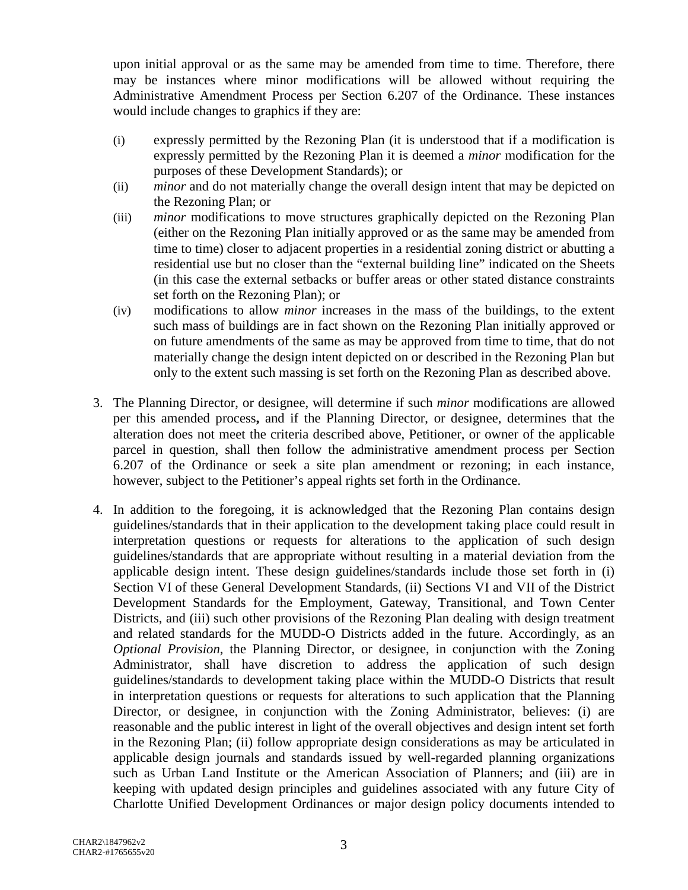upon initial approval or as the same may be amended from time to time. Therefore, there may be instances where minor modifications will be allowed without requiring the Administrative Amendment Process per Section 6.207 of the Ordinance. These instances would include changes to graphics if they are:

(i) expressly permitted by the Rezoning Plan (it is understood that if a modification is expressly permitted by the Rezoning Plan it is deemed a *minor* modification for the purposes of these Development Standards); or

(ii) *minor* and do not materially change the overall design intent that may be depicted on the Rezoning Plan; or

(iii) *minor* modifications to move structures graphically depicted on the Rezoning Plan (either on the Rezoning Plan initially approved or as the same may be amended from time to time) closer to adjacent properties in a residential zoning district or abutting a residential use but no closer than the "external building line" indicated on the Sheets (in this case the external setbacks or buffer areas or other stated distance constraints set forth on the Rezoning Plan); or

(iv) modifications to allow *minor* increases in the mass of the buildings, to the extent such mass of buildings are in fact shown on the Rezoning Plan initially approved or on future amendments of the same as may be approved from time to time, that do not materially change the design intent depicted on or described in the Rezoning Plan but only to the extent such massing is set forth on the Rezoning Plan as described above.

3. The Planning Director, or designee, will determine if such *minor* modifications are allowed per this amended process**,** and if the Planning Director, or designee, determines that the alteration does not meet the criteria described above, Petitioner, or owner of the applicable parcel in question, shall then follow the administrative amendment process per Section 6.207 of the Ordinance or seek a site plan amendment or rezoning; in each instance, however, subject to the Petitioner's appeal rights set forth in the Ordinance.

4. In addition to the foregoing, it is acknowledged that the Rezoning Plan contains design guidelines/standards that in their application to the development taking place could result in interpretation questions or requests for alterations to the application of such design guidelines/standards that are appropriate without resulting in a material deviation from the applicable design intent. These design guidelines/standards include those set forth in (i) Section VI of these General Development Standards, (ii) Sections VI and VII of the District Development Standards for the Employment, Gateway, Transitional, and Town Center Districts, and (iii) such other provisions of the Rezoning Plan dealing with design treatment and related standards for the MUDD-O Districts added in the future. Accordingly, as an *Optional Provision*, the Planning Director, or designee, in conjunction with the Zoning Administrator, shall have discretion to address the application of such design guidelines/standards to development taking place within the MUDD-O Districts that result in interpretation questions or requests for alterations to such application that the Planning Director, or designee, in conjunction with the Zoning Administrator, believes: (i) are reasonable and the public interest in light of the overall objectives and design intent set forth in the Rezoning Plan; (ii) follow appropriate design considerations as may be articulated in applicable design journals and standards issued by well-regarded planning organizations such as Urban Land Institute or the American Association of Planners; and (iii) are in keeping with updated design principles and guidelines associated with any future City of Charlotte Unified Development Ordinances or major design policy documents intended to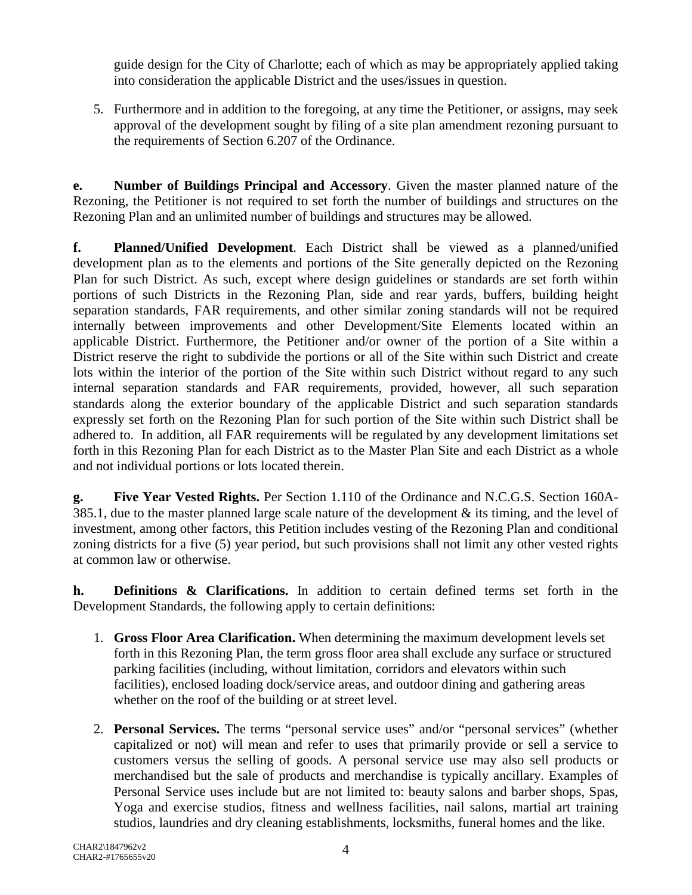guide design for the City of Charlotte; each of which as may be appropriately applied taking into consideration the applicable District and the uses/issues in question.

5. Furthermore and in addition to the foregoing, at any time the Petitioner, or assigns, may seek approval of the development sought by filing of a site plan amendment rezoning pursuant to the requirements of Section 6.207 of the Ordinance.

**e. Number of Buildings Principal and Accessory**. Given the master planned nature of the Rezoning, the Petitioner is not required to set forth the number of buildings and structures on the Rezoning Plan and an unlimited number of buildings and structures may be allowed.

**f. Planned/Unified Development**. Each District shall be viewed as a planned/unified development plan as to the elements and portions of the Site generally depicted on the Rezoning Plan for such District. As such, except where design guidelines or standards are set forth within portions of such Districts in the Rezoning Plan, side and rear yards, buffers, building height separation standards, FAR requirements, and other similar zoning standards will not be required internally between improvements and other Development/Site Elements located within an applicable District. Furthermore, the Petitioner and/or owner of the portion of a Site within a District reserve the right to subdivide the portions or all of the Site within such District and create lots within the interior of the portion of the Site within such District without regard to any such internal separation standards and FAR requirements, provided, however, all such separation standards along the exterior boundary of the applicable District and such separation standards expressly set forth on the Rezoning Plan for such portion of the Site within such District shall be adhered to. In addition, all FAR requirements will be regulated by any development limitations set forth in this Rezoning Plan for each District as to the Master Plan Site and each District as a whole and not individual portions or lots located therein.

**g. Five Year Vested Rights.** Per Section 1.110 of the Ordinance and N.C.G.S. Section 160A-385.1, due to the master planned large scale nature of the development & its timing, and the level of investment, among other factors, this Petition includes vesting of the Rezoning Plan and conditional zoning districts for a five (5) year period, but such provisions shall not limit any other vested rights at common law or otherwise.

**h. Definitions & Clarifications.** In addition to certain defined terms set forth in the Development Standards, the following apply to certain definitions:

1. **Gross Floor Area Clarification.** When determining the maximum development levels set forth in this Rezoning Plan, the term gross floor area shall exclude any surface or structured parking facilities (including, without limitation, corridors and elevators within such facilities), enclosed loading dock/service areas, and outdoor dining and gathering areas whether on the roof of the building or at street level.

2. **Personal Services.** The terms "personal service uses" and/or "personal services" (whether capitalized or not) will mean and refer to uses that primarily provide or sell a service to customers versus the selling of goods. A personal service use may also sell products or merchandised but the sale of products and merchandise is typically ancillary. Examples of Personal Service uses include but are not limited to: beauty salons and barber shops, Spas, Yoga and exercise studios, fitness and wellness facilities, nail salons, martial art training studios, laundries and dry cleaning establishments, locksmiths, funeral homes and the like.

CHAR2\1847962v2
CHAR2-#1765655v20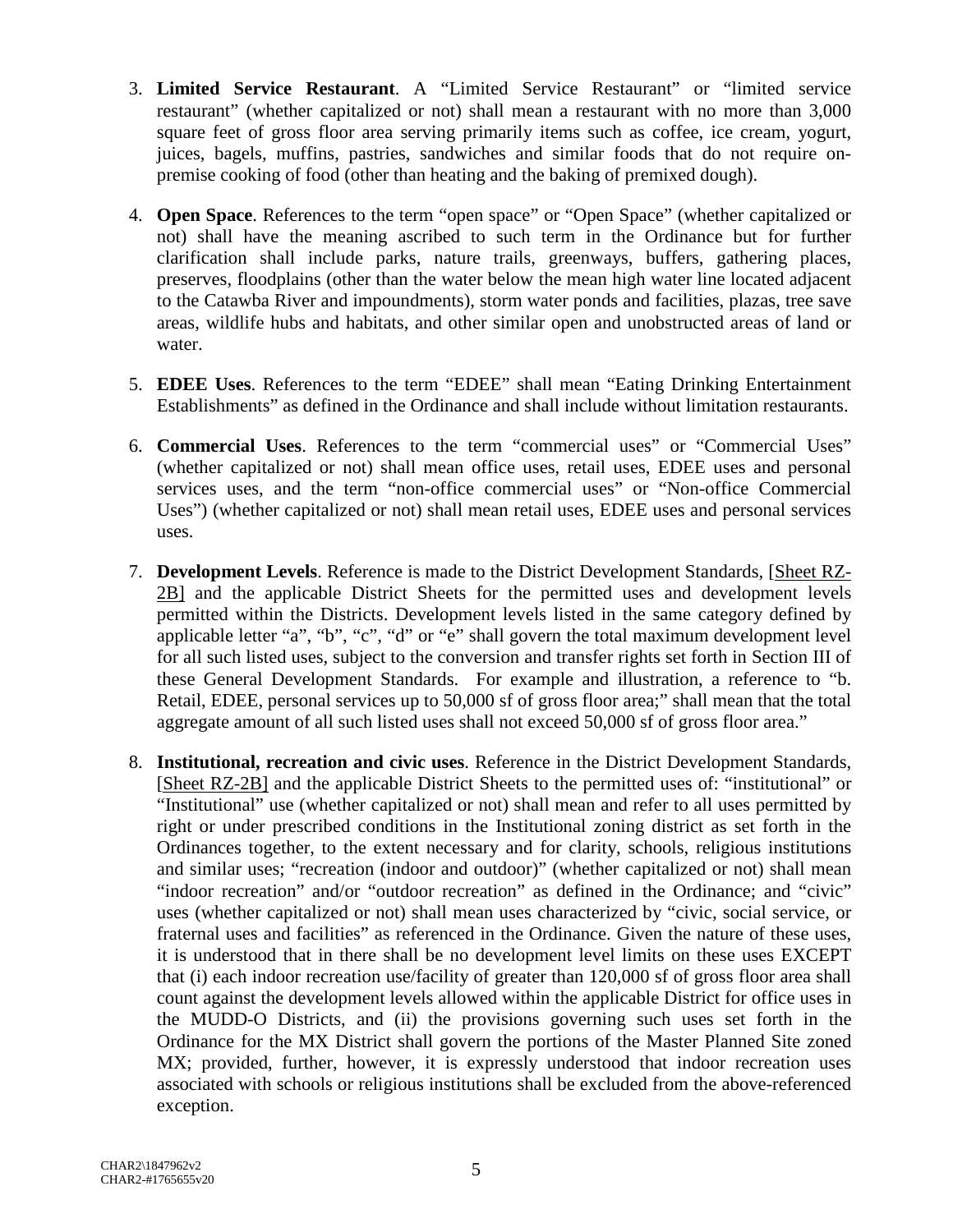3. **Limited Service Restaurant**. A "Limited Service Restaurant" or "limited service restaurant" (whether capitalized or not) shall mean a restaurant with no more than 3,000 square feet of gross floor area serving primarily items such as coffee, ice cream, yogurt, juices, bagels, muffins, pastries, sandwiches and similar foods that do not require on-premise cooking of food (other than heating and the baking of premixed dough).

4. **Open Space**. References to the term "open space" or "Open Space" (whether capitalized or not) shall have the meaning ascribed to such term in the Ordinance but for further clarification shall include parks, nature trails, greenways, buffers, gathering places, preserves, floodplains (other than the water below the mean high water line located adjacent to the Catawba River and impoundments), storm water ponds and facilities, plazas, tree save areas, wildlife hubs and habitats, and other similar open and unobstructed areas of land or water.

5. **EDEE Uses**. References to the term "EDEE" shall mean "Eating Drinking Entertainment Establishments" as defined in the Ordinance and shall include without limitation restaurants.

6. **Commercial Uses**. References to the term "commercial uses" or "Commercial Uses" (whether capitalized or not) shall mean office uses, retail uses, EDEE uses and personal services uses, and the term "non-office commercial uses" or "Non-office Commercial Uses") (whether capitalized or not) shall mean retail uses, EDEE uses and personal services uses.

7. **Development Levels**. Reference is made to the District Development Standards, [Sheet RZ-2B] and the applicable District Sheets for the permitted uses and development levels permitted within the Districts. Development levels listed in the same category defined by applicable letter "a", "b", "c", "d" or "e" shall govern the total maximum development level for all such listed uses, subject to the conversion and transfer rights set forth in Section III of these General Development Standards. For example and illustration, a reference to "b. Retail, EDEE, personal services up to 50,000 sf of gross floor area;" shall mean that the total aggregate amount of all such listed uses shall not exceed 50,000 sf of gross floor area."

8. **Institutional, recreation and civic uses**. Reference in the District Development Standards, [Sheet RZ-2B] and the applicable District Sheets to the permitted uses of: "institutional" or "Institutional" use (whether capitalized or not) shall mean and refer to all uses permitted by right or under prescribed conditions in the Institutional zoning district as set forth in the Ordinances together, to the extent necessary and for clarity, schools, religious institutions and similar uses; "recreation (indoor and outdoor)" (whether capitalized or not) shall mean "indoor recreation" and/or "outdoor recreation" as defined in the Ordinance; and "civic" uses (whether capitalized or not) shall mean uses characterized by "civic, social service, or fraternal uses and facilities" as referenced in the Ordinance. Given the nature of these uses, it is understood that in there shall be no development level limits on these uses EXCEPT that (i) each indoor recreation use/facility of greater than 120,000 sf of gross floor area shall count against the development levels allowed within the applicable District for office uses in the MUDD-O Districts, and (ii) the provisions governing such uses set forth in the Ordinance for the MX District shall govern the portions of the Master Planned Site zoned MX; provided, further, however, it is expressly understood that indoor recreation uses associated with schools or religious institutions shall be excluded from the above-referenced exception.

CHAR2\1847962v2
CHAR2-#1765655v20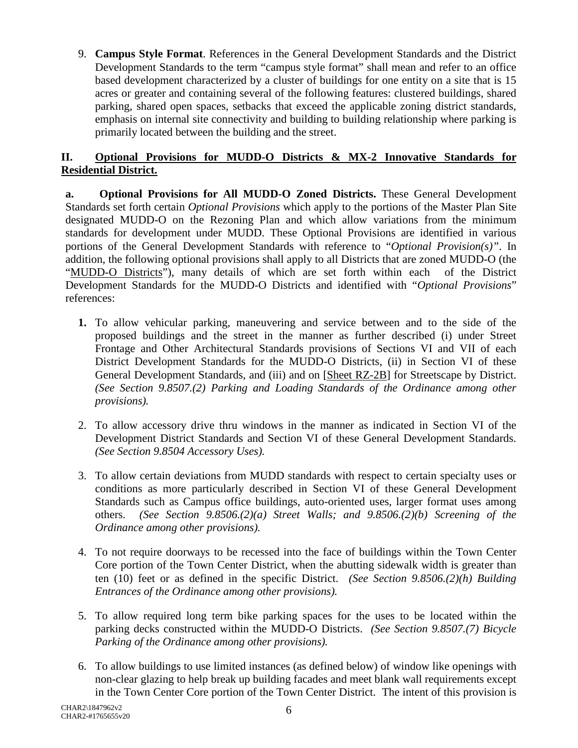9. **Campus Style Format**. References in the General Development Standards and the District Development Standards to the term "campus style format" shall mean and refer to an office based development characterized by a cluster of buildings for one entity on a site that is 15 acres or greater and containing several of the following features: clustered buildings, shared parking, shared open spaces, setbacks that exceed the applicable zoning district standards, emphasis on internal site connectivity and building to building relationship where parking is primarily located between the building and the street.

## II. Optional Provisions for MUDD-O Districts & MX-2 Innovative Standards for Residential District.

**a. Optional Provisions for All MUDD-O Zoned Districts.** These General Development Standards set forth certain *Optional Provisions* which apply to the portions of the Master Plan Site designated MUDD-O on the Rezoning Plan and which allow variations from the minimum standards for development under MUDD. These Optional Provisions are identified in various portions of the General Development Standards with reference to "*Optional Provision(s)"*. In addition, the following optional provisions shall apply to all Districts that are zoned MUDD-O (the "MUDD-O Districts"), many details of which are set forth within each of the District Development Standards for the MUDD-O Districts and identified with "*Optional Provisions*" references:

1. To allow vehicular parking, maneuvering and service between and to the side of the proposed buildings and the street in the manner as further described (i) under Street Frontage and Other Architectural Standards provisions of Sections VI and VII of each District Development Standards for the MUDD-O Districts, (ii) in Section VI of these General Development Standards, and (iii) and on [Sheet RZ-2B] for Streetscape by District. *(See Section 9.8507.(2) Parking and Loading Standards of the Ordinance among other provisions).*

2. To allow accessory drive thru windows in the manner as indicated in Section VI of the Development District Standards and Section VI of these General Development Standards. *(See Section 9.8504 Accessory Uses).*

3. To allow certain deviations from MUDD standards with respect to certain specialty uses or conditions as more particularly described in Section VI of these General Development Standards such as Campus office buildings, auto-oriented uses, larger format uses among others. *(See Section 9.8506.(2)(a) Street Walls; and 9.8506.(2)(b) Screening of the Ordinance among other provisions).*

4. To not require doorways to be recessed into the face of buildings within the Town Center Core portion of the Town Center District, when the abutting sidewalk width is greater than ten (10) feet or as defined in the specific District. *(See Section 9.8506.(2)(h) Building Entrances of the Ordinance among other provisions).*

5. To allow required long term bike parking spaces for the uses to be located within the parking decks constructed within the MUDD-O Districts. *(See Section 9.8507.(7) Bicycle Parking of the Ordinance among other provisions).*

6. To allow buildings to use limited instances (as defined below) of window like openings with non-clear glazing to help break up building facades and meet blank wall requirements except in the Town Center Core portion of the Town Center District. The intent of this provision is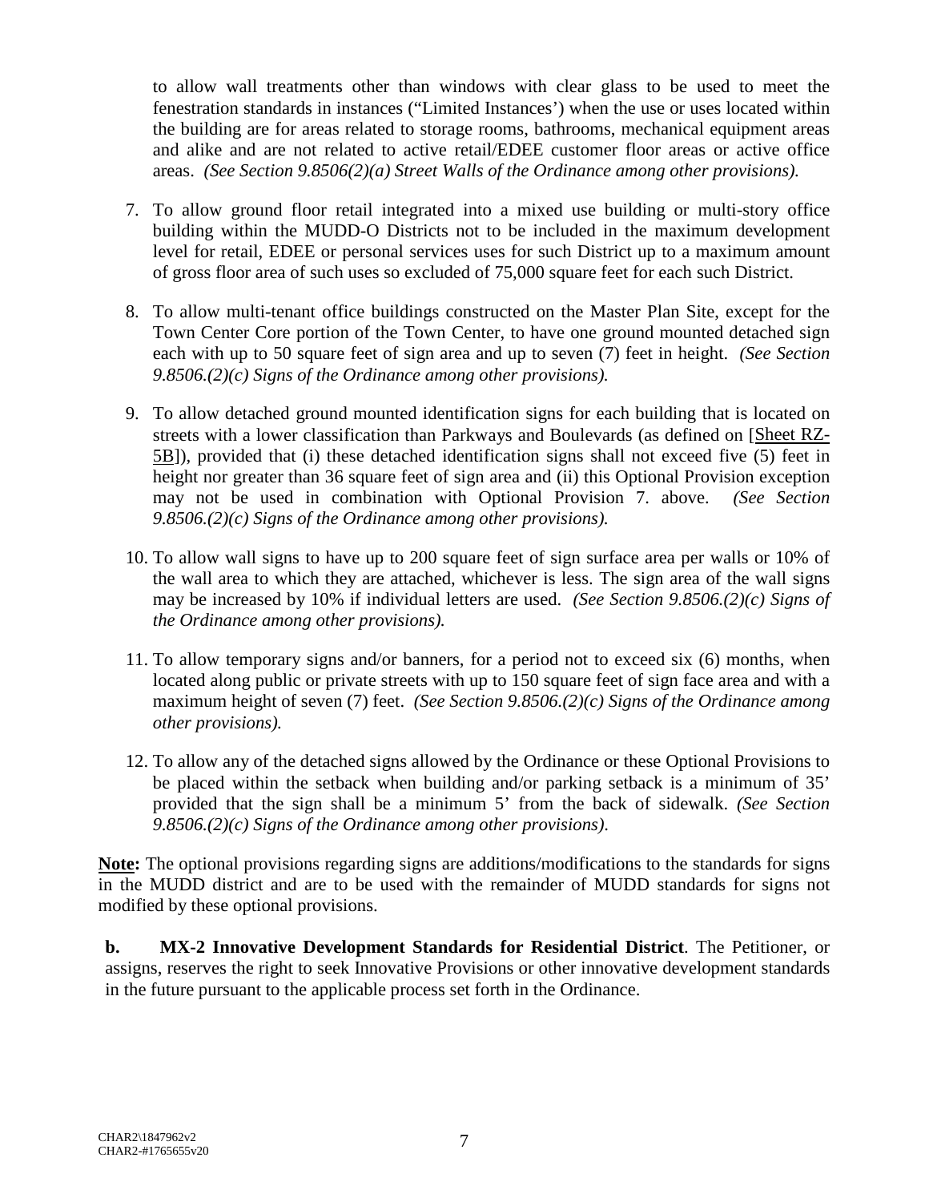to allow wall treatments other than windows with clear glass to be used to meet the fenestration standards in instances ("Limited Instances') when the use or uses located within the building are for areas related to storage rooms, bathrooms, mechanical equipment areas and alike and are not related to active retail/EDEE customer floor areas or active office areas. *(See Section 9.8506(2)(a) Street Walls of the Ordinance among other provisions).*

7. To allow ground floor retail integrated into a mixed use building or multi-story office building within the MUDD-O Districts not to be included in the maximum development level for retail, EDEE or personal services uses for such District up to a maximum amount of gross floor area of such uses so excluded of 75,000 square feet for each such District.

8. To allow multi-tenant office buildings constructed on the Master Plan Site, except for the Town Center Core portion of the Town Center, to have one ground mounted detached sign each with up to 50 square feet of sign area and up to seven (7) feet in height. *(See Section 9.8506.(2)(c) Signs of the Ordinance among other provisions).*

9. To allow detached ground mounted identification signs for each building that is located on streets with a lower classification than Parkways and Boulevards (as defined on [Sheet RZ-5B]), provided that (i) these detached identification signs shall not exceed five (5) feet in height nor greater than 36 square feet of sign area and (ii) this Optional Provision exception may not be used in combination with Optional Provision 7. above. *(See Section 9.8506.(2)(c) Signs of the Ordinance among other provisions).*

10. To allow wall signs to have up to 200 square feet of sign surface area per walls or 10% of the wall area to which they are attached, whichever is less. The sign area of the wall signs may be increased by 10% if individual letters are used. *(See Section 9.8506.(2)(c) Signs of the Ordinance among other provisions).*

11. To allow temporary signs and/or banners, for a period not to exceed six (6) months, when located along public or private streets with up to 150 square feet of sign face area and with a maximum height of seven (7) feet. *(See Section 9.8506.(2)(c) Signs of the Ordinance among other provisions).*

12. To allow any of the detached signs allowed by the Ordinance or these Optional Provisions to be placed within the setback when building and/or parking setback is a minimum of 35' provided that the sign shall be a minimum 5' from the back of sidewalk. *(See Section 9.8506.(2)(c) Signs of the Ordinance among other provisions).*

**Note:** The optional provisions regarding signs are additions/modifications to the standards for signs in the MUDD district and are to be used with the remainder of MUDD standards for signs not modified by these optional provisions.

**b. MX-2 Innovative Development Standards for Residential District**. The Petitioner, or assigns, reserves the right to seek Innovative Provisions or other innovative development standards in the future pursuant to the applicable process set forth in the Ordinance.

CHAR2\1847962v2
CHAR2-#1765655v20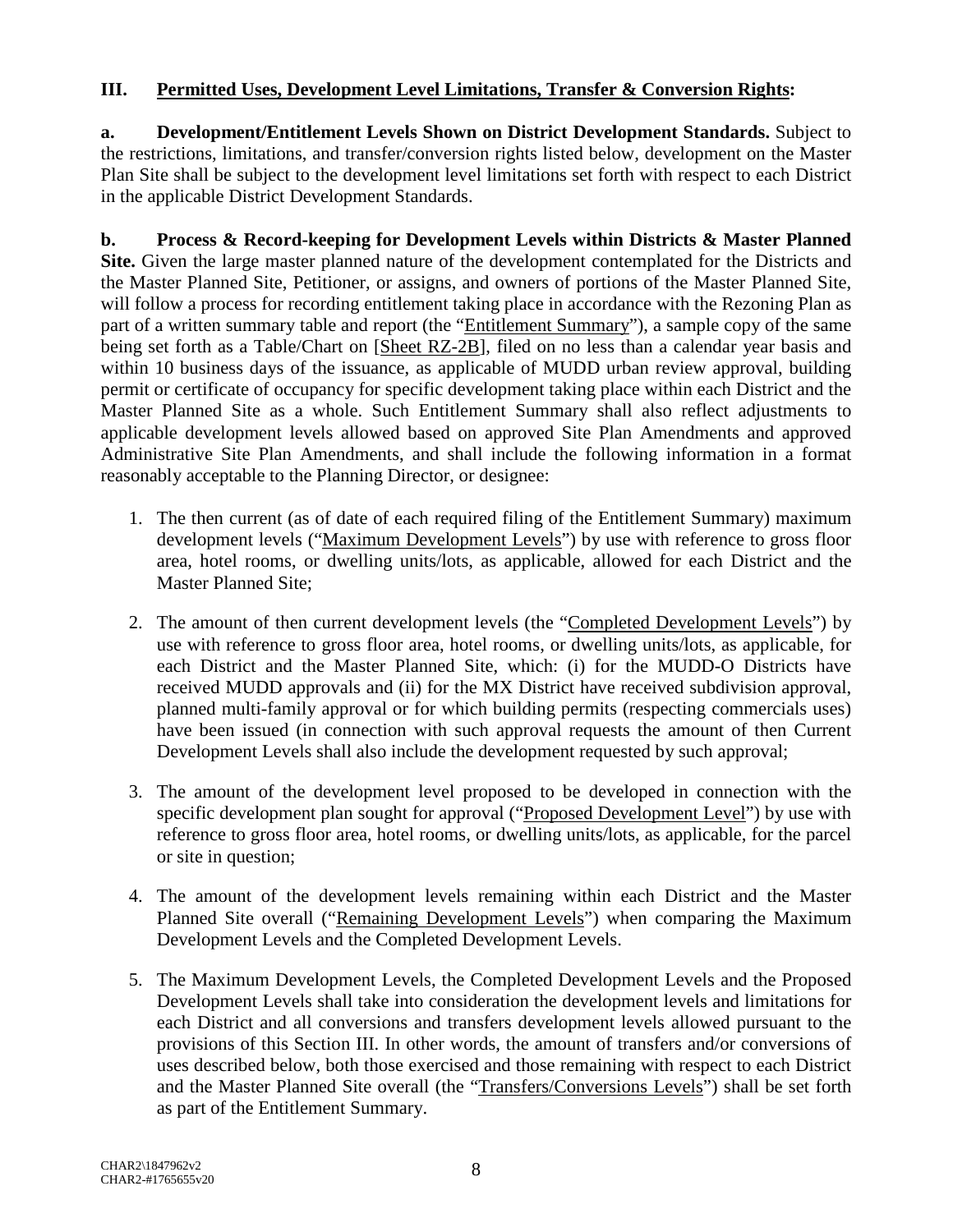## III. Permitted Uses, Development Level Limitations, Transfer & Conversion Rights:

**a. Development/Entitlement Levels Shown on District Development Standards.** Subject to the restrictions, limitations, and transfer/conversion rights listed below, development on the Master Plan Site shall be subject to the development level limitations set forth with respect to each District in the applicable District Development Standards.

**b. Process & Record-keeping for Development Levels within Districts & Master Planned Site.** Given the large master planned nature of the development contemplated for the Districts and the Master Planned Site, Petitioner, or assigns, and owners of portions of the Master Planned Site, will follow a process for recording entitlement taking place in accordance with the Rezoning Plan as part of a written summary table and report (the "Entitlement Summary"), a sample copy of the same being set forth as a Table/Chart on [Sheet RZ-2B], filed on no less than a calendar year basis and within 10 business days of the issuance, as applicable of MUDD urban review approval, building permit or certificate of occupancy for specific development taking place within each District and the Master Planned Site as a whole. Such Entitlement Summary shall also reflect adjustments to applicable development levels allowed based on approved Site Plan Amendments and approved Administrative Site Plan Amendments, and shall include the following information in a format reasonably acceptable to the Planning Director, or designee:

1. The then current (as of date of each required filing of the Entitlement Summary) maximum development levels ("Maximum Development Levels") by use with reference to gross floor area, hotel rooms, or dwelling units/lots, as applicable, allowed for each District and the Master Planned Site;

2. The amount of then current development levels (the "Completed Development Levels") by use with reference to gross floor area, hotel rooms, or dwelling units/lots, as applicable, for each District and the Master Planned Site, which: (i) for the MUDD-O Districts have received MUDD approvals and (ii) for the MX District have received subdivision approval, planned multi-family approval or for which building permits (respecting commercials uses) have been issued (in connection with such approval requests the amount of then Current Development Levels shall also include the development requested by such approval;

3. The amount of the development level proposed to be developed in connection with the specific development plan sought for approval ("Proposed Development Level") by use with reference to gross floor area, hotel rooms, or dwelling units/lots, as applicable, for the parcel or site in question;

4. The amount of the development levels remaining within each District and the Master Planned Site overall ("Remaining Development Levels") when comparing the Maximum Development Levels and the Completed Development Levels.

5. The Maximum Development Levels, the Completed Development Levels and the Proposed Development Levels shall take into consideration the development levels and limitations for each District and all conversions and transfers development levels allowed pursuant to the provisions of this Section III. In other words, the amount of transfers and/or conversions of uses described below, both those exercised and those remaining with respect to each District and the Master Planned Site overall (the "Transfers/Conversions Levels") shall be set forth as part of the Entitlement Summary.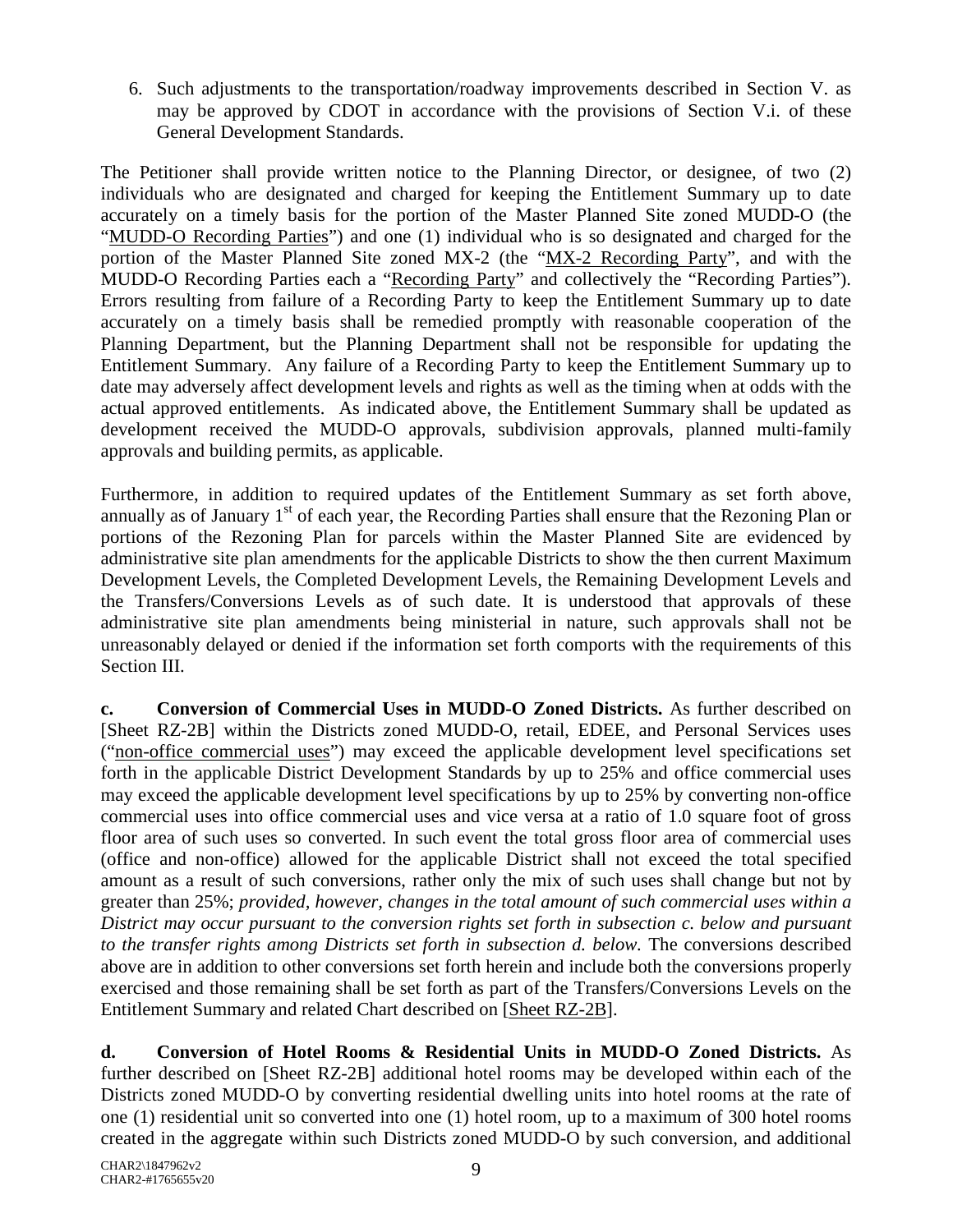6. Such adjustments to the transportation/roadway improvements described in Section V. as may be approved by CDOT in accordance with the provisions of Section V.i. of these General Development Standards.

The Petitioner shall provide written notice to the Planning Director, or designee, of two (2) individuals who are designated and charged for keeping the Entitlement Summary up to date accurately on a timely basis for the portion of the Master Planned Site zoned MUDD-O (the "MUDD-O Recording Parties") and one (1) individual who is so designated and charged for the portion of the Master Planned Site zoned MX-2 (the "MX-2 Recording Party", and with the MUDD-O Recording Parties each a "Recording Party" and collectively the "Recording Parties"). Errors resulting from failure of a Recording Party to keep the Entitlement Summary up to date accurately on a timely basis shall be remedied promptly with reasonable cooperation of the Planning Department, but the Planning Department shall not be responsible for updating the Entitlement Summary. Any failure of a Recording Party to keep the Entitlement Summary up to date may adversely affect development levels and rights as well as the timing when at odds with the actual approved entitlements. As indicated above, the Entitlement Summary shall be updated as development received the MUDD-O approvals, subdivision approvals, planned multi-family approvals and building permits, as applicable.

Furthermore, in addition to required updates of the Entitlement Summary as set forth above, annually as of January 1st of each year, the Recording Parties shall ensure that the Rezoning Plan or portions of the Rezoning Plan for parcels within the Master Planned Site are evidenced by administrative site plan amendments for the applicable Districts to show the then current Maximum Development Levels, the Completed Development Levels, the Remaining Development Levels and the Transfers/Conversions Levels as of such date. It is understood that approvals of these administrative site plan amendments being ministerial in nature, such approvals shall not be unreasonably delayed or denied if the information set forth comports with the requirements of this Section III.

**c. Conversion of Commercial Uses in MUDD-O Zoned Districts.** As further described on [Sheet RZ-2B] within the Districts zoned MUDD-O, retail, EDEE, and Personal Services uses ("non-office commercial uses") may exceed the applicable development level specifications set forth in the applicable District Development Standards by up to 25% and office commercial uses may exceed the applicable development level specifications by up to 25% by converting non-office commercial uses into office commercial uses and vice versa at a ratio of 1.0 square foot of gross floor area of such uses so converted. In such event the total gross floor area of commercial uses (office and non-office) allowed for the applicable District shall not exceed the total specified amount as a result of such conversions, rather only the mix of such uses shall change but not by greater than 25%; *provided, however, changes in the total amount of such commercial uses within a District may occur pursuant to the conversion rights set forth in subsection c. below and pursuant to the transfer rights among Districts set forth in subsection d. below.* The conversions described above are in addition to other conversions set forth herein and include both the conversions properly exercised and those remaining shall be set forth as part of the Transfers/Conversions Levels on the Entitlement Summary and related Chart described on [Sheet RZ-2B].

**d. Conversion of Hotel Rooms & Residential Units in MUDD-O Zoned Districts.** As further described on [Sheet RZ-2B] additional hotel rooms may be developed within each of the Districts zoned MUDD-O by converting residential dwelling units into hotel rooms at the rate of one (1) residential unit so converted into one (1) hotel room, up to a maximum of 300 hotel rooms created in the aggregate within such Districts zoned MUDD-O by such conversion, and additional

CHAR2\1847962v2
CHAR2-#1765655v20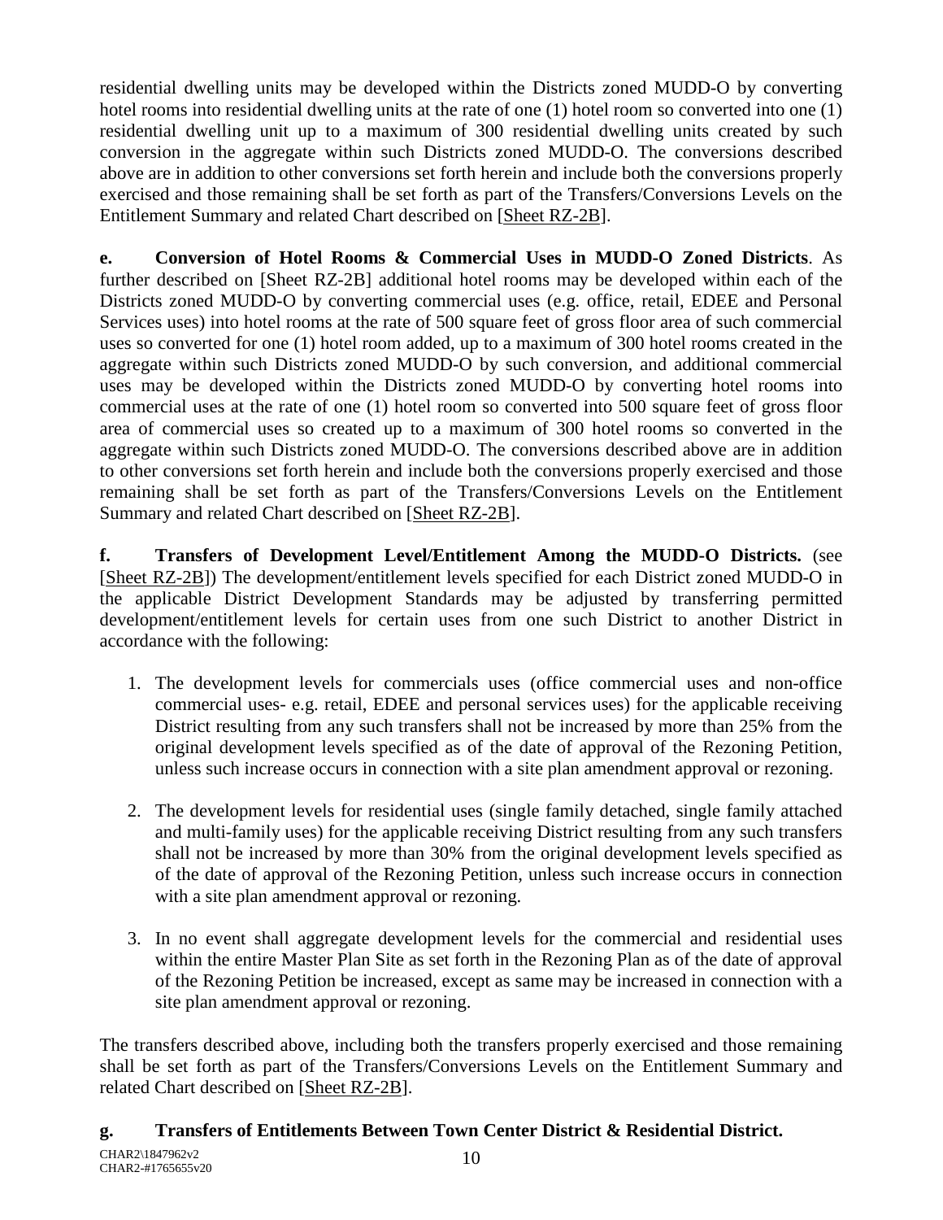residential dwelling units may be developed within the Districts zoned MUDD-O by converting hotel rooms into residential dwelling units at the rate of one (1) hotel room so converted into one (1) residential dwelling unit up to a maximum of 300 residential dwelling units created by such conversion in the aggregate within such Districts zoned MUDD-O. The conversions described above are in addition to other conversions set forth herein and include both the conversions properly exercised and those remaining shall be set forth as part of the Transfers/Conversions Levels on the Entitlement Summary and related Chart described on [Sheet RZ-2B].

**e. Conversion of Hotel Rooms & Commercial Uses in MUDD-O Zoned Districts**. As further described on [Sheet RZ-2B] additional hotel rooms may be developed within each of the Districts zoned MUDD-O by converting commercial uses (e.g. office, retail, EDEE and Personal Services uses) into hotel rooms at the rate of 500 square feet of gross floor area of such commercial uses so converted for one (1) hotel room added, up to a maximum of 300 hotel rooms created in the aggregate within such Districts zoned MUDD-O by such conversion, and additional commercial uses may be developed within the Districts zoned MUDD-O by converting hotel rooms into commercial uses at the rate of one (1) hotel room so converted into 500 square feet of gross floor area of commercial uses so created up to a maximum of 300 hotel rooms so converted in the aggregate within such Districts zoned MUDD-O. The conversions described above are in addition to other conversions set forth herein and include both the conversions properly exercised and those remaining shall be set forth as part of the Transfers/Conversions Levels on the Entitlement Summary and related Chart described on [Sheet RZ-2B].

**f. Transfers of Development Level/Entitlement Among the MUDD-O Districts.** (see [Sheet RZ-2B]) The development/entitlement levels specified for each District zoned MUDD-O in the applicable District Development Standards may be adjusted by transferring permitted development/entitlement levels for certain uses from one such District to another District in accordance with the following:

1. The development levels for commercials uses (office commercial uses and non-office commercial uses- e.g. retail, EDEE and personal services uses) for the applicable receiving District resulting from any such transfers shall not be increased by more than 25% from the original development levels specified as of the date of approval of the Rezoning Petition, unless such increase occurs in connection with a site plan amendment approval or rezoning.

2. The development levels for residential uses (single family detached, single family attached and multi-family uses) for the applicable receiving District resulting from any such transfers shall not be increased by more than 30% from the original development levels specified as of the date of approval of the Rezoning Petition, unless such increase occurs in connection with a site plan amendment approval or rezoning.

3. In no event shall aggregate development levels for the commercial and residential uses within the entire Master Plan Site as set forth in the Rezoning Plan as of the date of approval of the Rezoning Petition be increased, except as same may be increased in connection with a site plan amendment approval or rezoning.

The transfers described above, including both the transfers properly exercised and those remaining shall be set forth as part of the Transfers/Conversions Levels on the Entitlement Summary and related Chart described on [Sheet RZ-2B].

**g. Transfers of Entitlements Between Town Center District & Residential District.**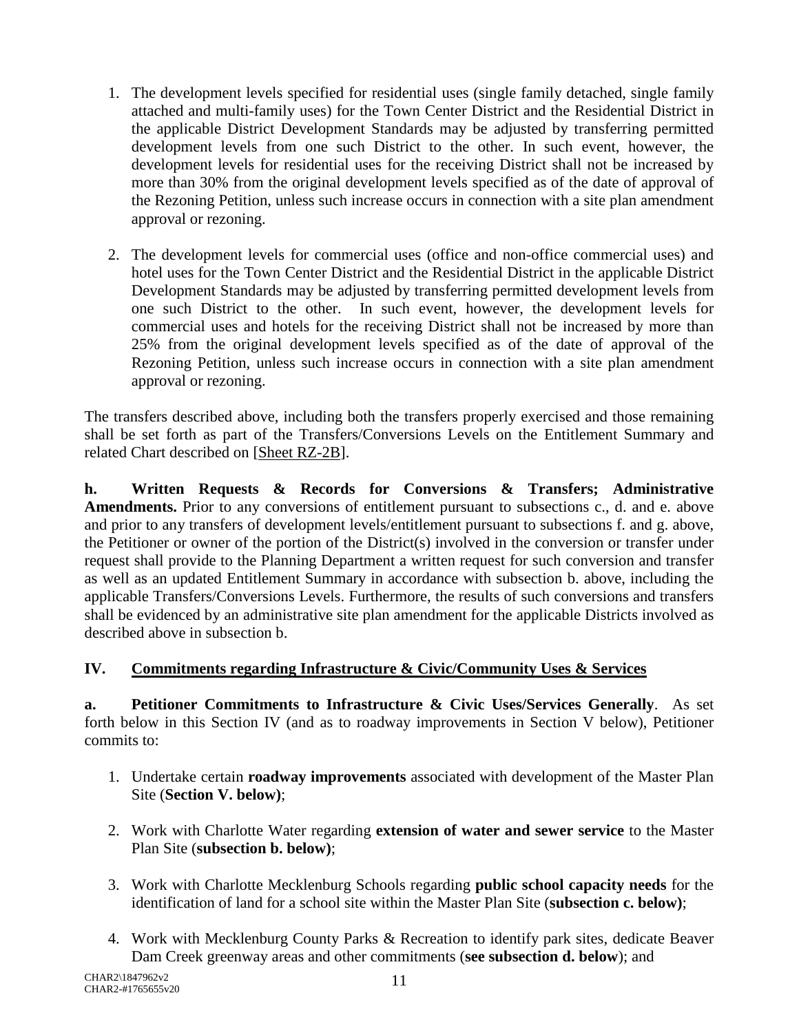1. The development levels specified for residential uses (single family detached, single family attached and multi-family uses) for the Town Center District and the Residential District in the applicable District Development Standards may be adjusted by transferring permitted development levels from one such District to the other. In such event, however, the development levels for residential uses for the receiving District shall not be increased by more than 30% from the original development levels specified as of the date of approval of the Rezoning Petition, unless such increase occurs in connection with a site plan amendment approval or rezoning.

2. The development levels for commercial uses (office and non-office commercial uses) and hotel uses for the Town Center District and the Residential District in the applicable District Development Standards may be adjusted by transferring permitted development levels from one such District to the other. In such event, however, the development levels for commercial uses and hotels for the receiving District shall not be increased by more than 25% from the original development levels specified as of the date of approval of the Rezoning Petition, unless such increase occurs in connection with a site plan amendment approval or rezoning.

The transfers described above, including both the transfers properly exercised and those remaining shall be set forth as part of the Transfers/Conversions Levels on the Entitlement Summary and related Chart described on [Sheet RZ-2B].

**h. Written Requests & Records for Conversions & Transfers; Administrative Amendments.** Prior to any conversions of entitlement pursuant to subsections c., d. and e. above and prior to any transfers of development levels/entitlement pursuant to subsections f. and g. above, the Petitioner or owner of the portion of the District(s) involved in the conversion or transfer under request shall provide to the Planning Department a written request for such conversion and transfer as well as an updated Entitlement Summary in accordance with subsection b. above, including the applicable Transfers/Conversions Levels. Furthermore, the results of such conversions and transfers shall be evidenced by an administrative site plan amendment for the applicable Districts involved as described above in subsection b.

## IV. Commitments regarding Infrastructure & Civic/Community Uses & Services

**a. Petitioner Commitments to Infrastructure & Civic Uses/Services Generally**. As set forth below in this Section IV (and as to roadway improvements in Section V below), Petitioner commits to:

1. Undertake certain **roadway improvements** associated with development of the Master Plan Site (**Section V. below)**;

2. Work with Charlotte Water regarding **extension of water and sewer service** to the Master Plan Site (**subsection b. below)**;

3. Work with Charlotte Mecklenburg Schools regarding **public school capacity needs** for the identification of land for a school site within the Master Plan Site (**subsection c. below)**;

4. Work with Mecklenburg County Parks & Recreation to identify park sites, dedicate Beaver Dam Creek greenway areas and other commitments (**see subsection d. below**); and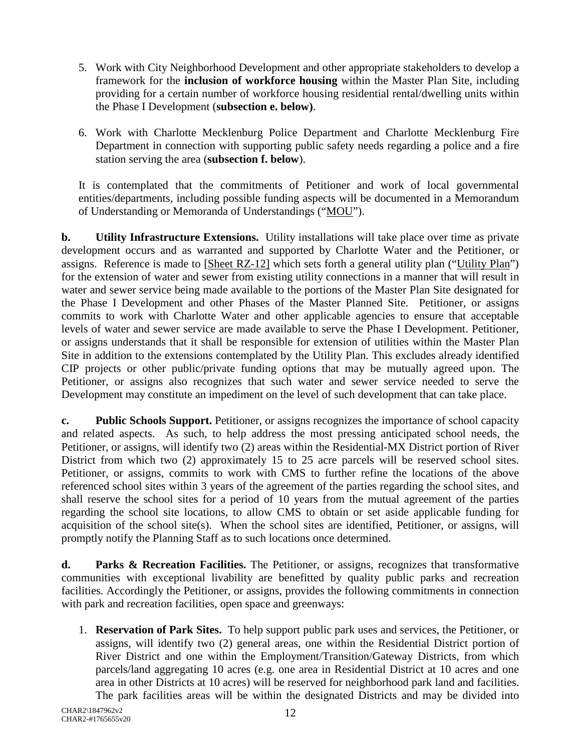5. Work with City Neighborhood Development and other appropriate stakeholders to develop a framework for the **inclusion of workforce housing** within the Master Plan Site, including providing for a certain number of workforce housing residential rental/dwelling units within the Phase I Development (**subsection e. below)**.

6. Work with Charlotte Mecklenburg Police Department and Charlotte Mecklenburg Fire Department in connection with supporting public safety needs regarding a police and a fire station serving the area (**subsection f. below**).

It is contemplated that the commitments of Petitioner and work of local governmental entities/departments, including possible funding aspects will be documented in a Memorandum of Understanding or Memoranda of Understandings ("MOU").

**b. Utility Infrastructure Extensions.** Utility installations will take place over time as private development occurs and as warranted and supported by Charlotte Water and the Petitioner, or assigns. Reference is made to [Sheet RZ-12] which sets forth a general utility plan ("Utility Plan") for the extension of water and sewer from existing utility connections in a manner that will result in water and sewer service being made available to the portions of the Master Plan Site designated for the Phase I Development and other Phases of the Master Planned Site. Petitioner, or assigns commits to work with Charlotte Water and other applicable agencies to ensure that acceptable levels of water and sewer service are made available to serve the Phase I Development. Petitioner, or assigns understands that it shall be responsible for extension of utilities within the Master Plan Site in addition to the extensions contemplated by the Utility Plan. This excludes already identified CIP projects or other public/private funding options that may be mutually agreed upon. The Petitioner, or assigns also recognizes that such water and sewer service needed to serve the Development may constitute an impediment on the level of such development that can take place.

**c. Public Schools Support.** Petitioner, or assigns recognizes the importance of school capacity and related aspects. As such, to help address the most pressing anticipated school needs, the Petitioner, or assigns, will identify two (2) areas within the Residential-MX District portion of River District from which two (2) approximately 15 to 25 acre parcels will be reserved school sites. Petitioner, or assigns, commits to work with CMS to further refine the locations of the above referenced school sites within 3 years of the agreement of the parties regarding the school sites, and shall reserve the school sites for a period of 10 years from the mutual agreement of the parties regarding the school site locations, to allow CMS to obtain or set aside applicable funding for acquisition of the school site(s). When the school sites are identified, Petitioner, or assigns, will promptly notify the Planning Staff as to such locations once determined.

**d. Parks & Recreation Facilities.** The Petitioner, or assigns, recognizes that transformative communities with exceptional livability are benefitted by quality public parks and recreation facilities. Accordingly the Petitioner, or assigns, provides the following commitments in connection with park and recreation facilities, open space and greenways:

1. **Reservation of Park Sites.** To help support public park uses and services, the Petitioner, or assigns, will identify two (2) general areas, one within the Residential District portion of River District and one within the Employment/Transition/Gateway Districts, from which parcels/land aggregating 10 acres (e.g. one area in Residential District at 10 acres and one area in other Districts at 10 acres) will be reserved for neighborhood park land and facilities. The park facilities areas will be within the designated Districts and may be divided into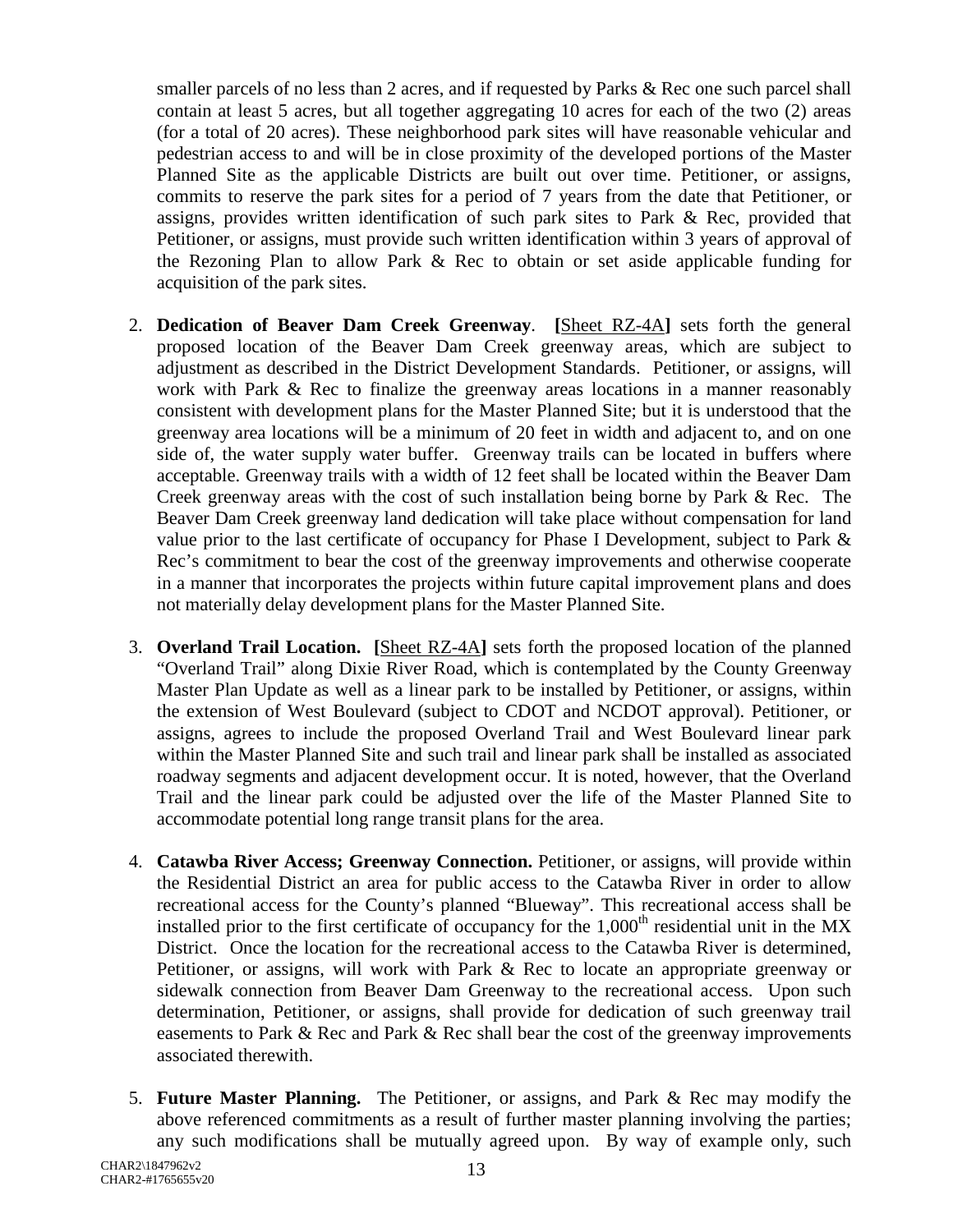smaller parcels of no less than 2 acres, and if requested by Parks & Rec one such parcel shall contain at least 5 acres, but all together aggregating 10 acres for each of the two (2) areas (for a total of 20 acres). These neighborhood park sites will have reasonable vehicular and pedestrian access to and will be in close proximity of the developed portions of the Master Planned Site as the applicable Districts are built out over time. Petitioner, or assigns, commits to reserve the park sites for a period of 7 years from the date that Petitioner, or assigns, provides written identification of such park sites to Park & Rec, provided that Petitioner, or assigns, must provide such written identification within 3 years of approval of the Rezoning Plan to allow Park & Rec to obtain or set aside applicable funding for acquisition of the park sites.

2. **Dedication of Beaver Dam Creek Greenway**. **[**Sheet RZ-4A**]** sets forth the general proposed location of the Beaver Dam Creek greenway areas, which are subject to adjustment as described in the District Development Standards. Petitioner, or assigns, will work with Park & Rec to finalize the greenway areas locations in a manner reasonably consistent with development plans for the Master Planned Site; but it is understood that the greenway area locations will be a minimum of 20 feet in width and adjacent to, and on one side of, the water supply water buffer. Greenway trails can be located in buffers where acceptable. Greenway trails with a width of 12 feet shall be located within the Beaver Dam Creek greenway areas with the cost of such installation being borne by Park & Rec. The Beaver Dam Creek greenway land dedication will take place without compensation for land value prior to the last certificate of occupancy for Phase I Development, subject to Park & Rec's commitment to bear the cost of the greenway improvements and otherwise cooperate in a manner that incorporates the projects within future capital improvement plans and does not materially delay development plans for the Master Planned Site.

3. **Overland Trail Location. [**Sheet RZ-4A**]** sets forth the proposed location of the planned "Overland Trail" along Dixie River Road, which is contemplated by the County Greenway Master Plan Update as well as a linear park to be installed by Petitioner, or assigns, within the extension of West Boulevard (subject to CDOT and NCDOT approval). Petitioner, or assigns, agrees to include the proposed Overland Trail and West Boulevard linear park within the Master Planned Site and such trail and linear park shall be installed as associated roadway segments and adjacent development occur. It is noted, however, that the Overland Trail and the linear park could be adjusted over the life of the Master Planned Site to accommodate potential long range transit plans for the area.

4. **Catawba River Access; Greenway Connection.** Petitioner, or assigns, will provide within the Residential District an area for public access to the Catawba River in order to allow recreational access for the County's planned "Blueway". This recreational access shall be installed prior to the first certificate of occupancy for the 1,000th residential unit in the MX District. Once the location for the recreational access to the Catawba River is determined, Petitioner, or assigns, will work with Park & Rec to locate an appropriate greenway or sidewalk connection from Beaver Dam Greenway to the recreational access. Upon such determination, Petitioner, or assigns, shall provide for dedication of such greenway trail easements to Park & Rec and Park & Rec shall bear the cost of the greenway improvements associated therewith.

5. **Future Master Planning.** The Petitioner, or assigns, and Park & Rec may modify the above referenced commitments as a result of further master planning involving the parties; any such modifications shall be mutually agreed upon. By way of example only, such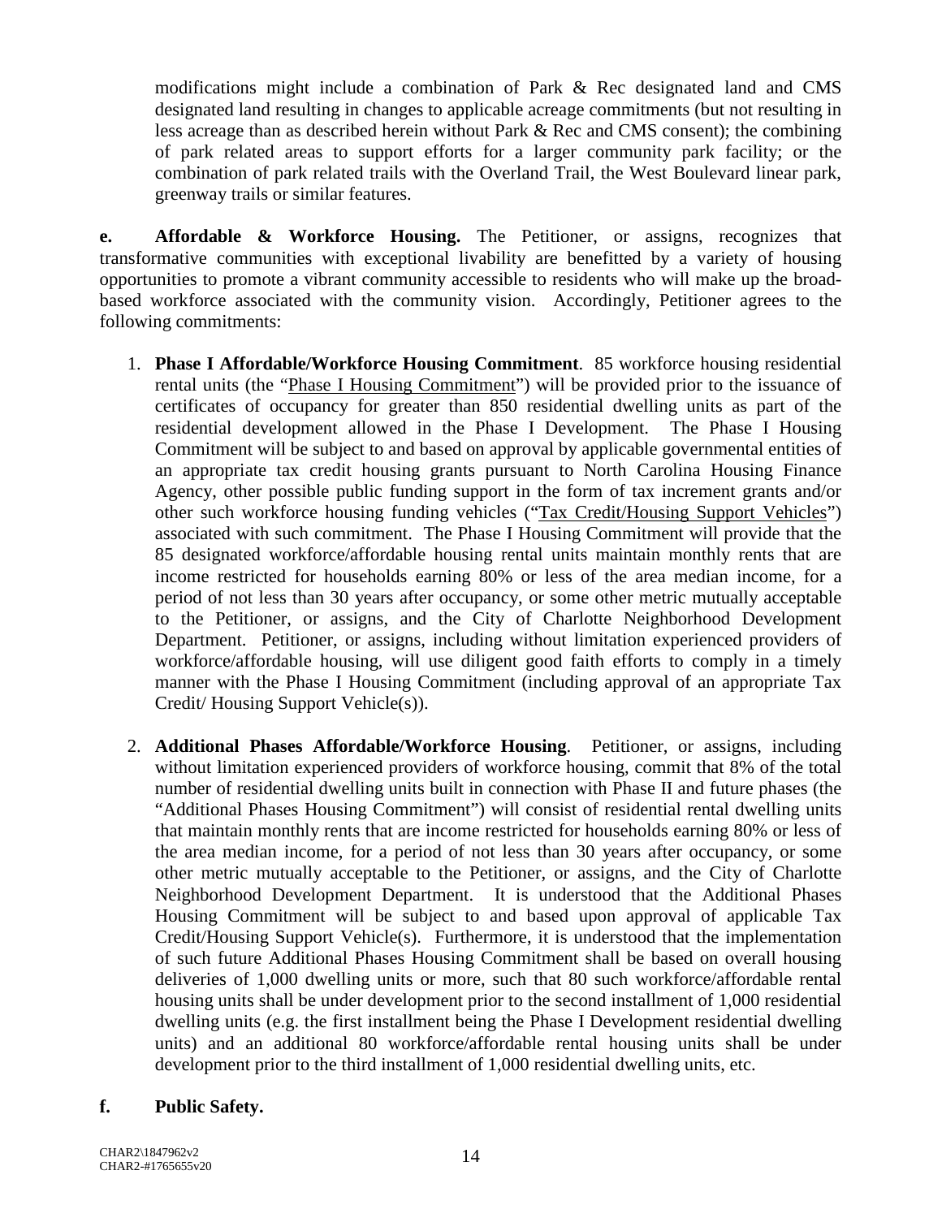modifications might include a combination of Park & Rec designated land and CMS designated land resulting in changes to applicable acreage commitments (but not resulting in less acreage than as described herein without Park & Rec and CMS consent); the combining of park related areas to support efforts for a larger community park facility; or the combination of park related trails with the Overland Trail, the West Boulevard linear park, greenway trails or similar features.

**e. Affordable & Workforce Housing.** The Petitioner, or assigns, recognizes that transformative communities with exceptional livability are benefitted by a variety of housing opportunities to promote a vibrant community accessible to residents who will make up the broad-based workforce associated with the community vision. Accordingly, Petitioner agrees to the following commitments:

1. **Phase I Affordable/Workforce Housing Commitment**. 85 workforce housing residential rental units (the "Phase I Housing Commitment") will be provided prior to the issuance of certificates of occupancy for greater than 850 residential dwelling units as part of the residential development allowed in the Phase I Development. The Phase I Housing Commitment will be subject to and based on approval by applicable governmental entities of an appropriate tax credit housing grants pursuant to North Carolina Housing Finance Agency, other possible public funding support in the form of tax increment grants and/or other such workforce housing funding vehicles ("Tax Credit/Housing Support Vehicles") associated with such commitment. The Phase I Housing Commitment will provide that the 85 designated workforce/affordable housing rental units maintain monthly rents that are income restricted for households earning 80% or less of the area median income, for a period of not less than 30 years after occupancy, or some other metric mutually acceptable to the Petitioner, or assigns, and the City of Charlotte Neighborhood Development Department. Petitioner, or assigns, including without limitation experienced providers of workforce/affordable housing, will use diligent good faith efforts to comply in a timely manner with the Phase I Housing Commitment (including approval of an appropriate Tax Credit/ Housing Support Vehicle(s)).

2. **Additional Phases Affordable/Workforce Housing**. Petitioner, or assigns, including without limitation experienced providers of workforce housing, commit that 8% of the total number of residential dwelling units built in connection with Phase II and future phases (the "Additional Phases Housing Commitment") will consist of residential rental dwelling units that maintain monthly rents that are income restricted for households earning 80% or less of the area median income, for a period of not less than 30 years after occupancy, or some other metric mutually acceptable to the Petitioner, or assigns, and the City of Charlotte Neighborhood Development Department. It is understood that the Additional Phases Housing Commitment will be subject to and based upon approval of applicable Tax Credit/Housing Support Vehicle(s). Furthermore, it is understood that the implementation of such future Additional Phases Housing Commitment shall be based on overall housing deliveries of 1,000 dwelling units or more, such that 80 such workforce/affordable rental housing units shall be under development prior to the second installment of 1,000 residential dwelling units (e.g. the first installment being the Phase I Development residential dwelling units) and an additional 80 workforce/affordable rental housing units shall be under development prior to the third installment of 1,000 residential dwelling units, etc.

**f. Public Safety.**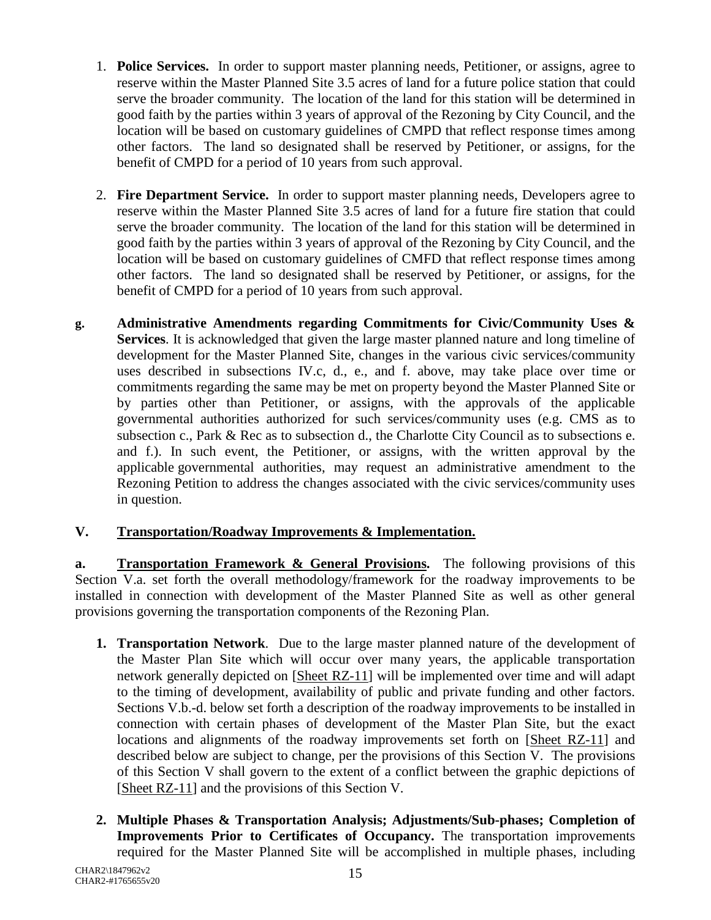1. **Police Services.** In order to support master planning needs, Petitioner, or assigns, agree to reserve within the Master Planned Site 3.5 acres of land for a future police station that could serve the broader community. The location of the land for this station will be determined in good faith by the parties within 3 years of approval of the Rezoning by City Council, and the location will be based on customary guidelines of CMPD that reflect response times among other factors. The land so designated shall be reserved by Petitioner, or assigns, for the benefit of CMPD for a period of 10 years from such approval.

2. **Fire Department Service.** In order to support master planning needs, Developers agree to reserve within the Master Planned Site 3.5 acres of land for a future fire station that could serve the broader community. The location of the land for this station will be determined in good faith by the parties within 3 years of approval of the Rezoning by City Council, and the location will be based on customary guidelines of CMFD that reflect response times among other factors. The land so designated shall be reserved by Petitioner, or assigns, for the benefit of CMPD for a period of 10 years from such approval.

**g. Administrative Amendments regarding Commitments for Civic/Community Uses & Services**. It is acknowledged that given the large master planned nature and long timeline of development for the Master Planned Site, changes in the various civic services/community uses described in subsections IV.c, d., e., and f. above, may take place over time or commitments regarding the same may be met on property beyond the Master Planned Site or by parties other than Petitioner, or assigns, with the approvals of the applicable governmental authorities authorized for such services/community uses (e.g. CMS as to subsection c., Park & Rec as to subsection d., the Charlotte City Council as to subsections e. and f.). In such event, the Petitioner, or assigns, with the written approval by the applicable governmental authorities, may request an administrative amendment to the Rezoning Petition to address the changes associated with the civic services/community uses in question.

## V. Transportation/Roadway Improvements & Implementation.

**a. Transportation Framework & General Provisions.** The following provisions of this Section V.a. set forth the overall methodology/framework for the roadway improvements to be installed in connection with development of the Master Planned Site as well as other general provisions governing the transportation components of the Rezoning Plan.

1. **Transportation Network**. Due to the large master planned nature of the development of the Master Plan Site which will occur over many years, the applicable transportation network generally depicted on [Sheet RZ-11] will be implemented over time and will adapt to the timing of development, availability of public and private funding and other factors. Sections V.b.-d. below set forth a description of the roadway improvements to be installed in connection with certain phases of development of the Master Plan Site, but the exact locations and alignments of the roadway improvements set forth on [Sheet RZ-11] and described below are subject to change, per the provisions of this Section V. The provisions of this Section V shall govern to the extent of a conflict between the graphic depictions of [Sheet RZ-11] and the provisions of this Section V.

2. **Multiple Phases & Transportation Analysis; Adjustments/Sub-phases; Completion of Improvements Prior to Certificates of Occupancy.** The transportation improvements required for the Master Planned Site will be accomplished in multiple phases, including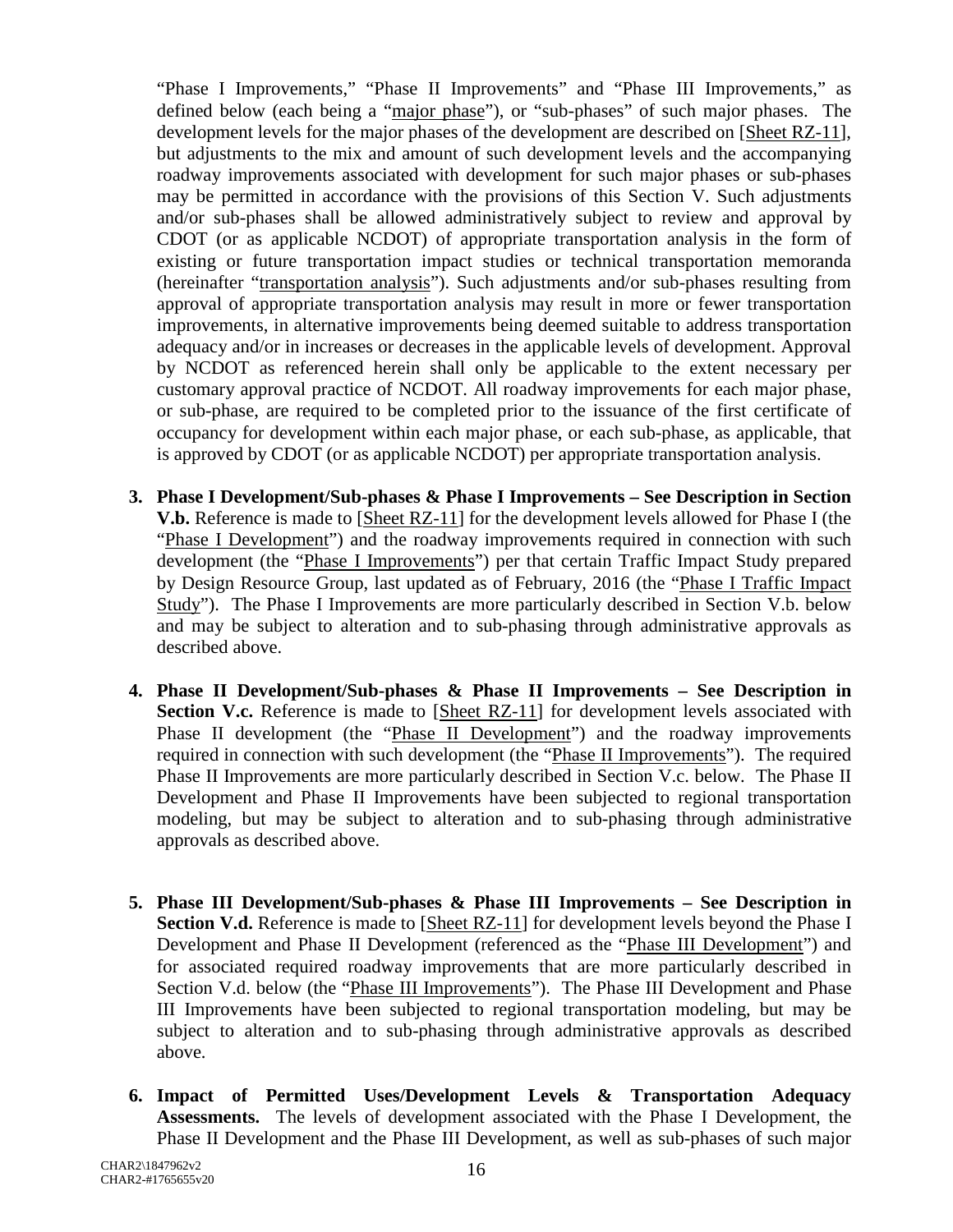"Phase I Improvements," "Phase II Improvements" and "Phase III Improvements," as defined below (each being a "major phase"), or "sub-phases" of such major phases. The development levels for the major phases of the development are described on [Sheet RZ-11], but adjustments to the mix and amount of such development levels and the accompanying roadway improvements associated with development for such major phases or sub-phases may be permitted in accordance with the provisions of this Section V. Such adjustments and/or sub-phases shall be allowed administratively subject to review and approval by CDOT (or as applicable NCDOT) of appropriate transportation analysis in the form of existing or future transportation impact studies or technical transportation memoranda (hereinafter "transportation analysis"). Such adjustments and/or sub-phases resulting from approval of appropriate transportation analysis may result in more or fewer transportation improvements, in alternative improvements being deemed suitable to address transportation adequacy and/or in increases or decreases in the applicable levels of development. Approval by NCDOT as referenced herein shall only be applicable to the extent necessary per customary approval practice of NCDOT. All roadway improvements for each major phase, or sub-phase, are required to be completed prior to the issuance of the first certificate of occupancy for development within each major phase, or each sub-phase, as applicable, that is approved by CDOT (or as applicable NCDOT) per appropriate transportation analysis.

3. **Phase I Development/Sub-phases & Phase I Improvements – See Description in Section V.b.** Reference is made to [Sheet RZ-11] for the development levels allowed for Phase I (the "Phase I Development") and the roadway improvements required in connection with such development (the "Phase I Improvements") per that certain Traffic Impact Study prepared by Design Resource Group, last updated as of February, 2016 (the "Phase I Traffic Impact Study"). The Phase I Improvements are more particularly described in Section V.b. below and may be subject to alteration and to sub-phasing through administrative approvals as described above.

4. **Phase II Development/Sub-phases & Phase II Improvements – See Description in Section V.c.** Reference is made to [Sheet RZ-11] for development levels associated with Phase II development (the "Phase II Development") and the roadway improvements required in connection with such development (the "Phase II Improvements"). The required Phase II Improvements are more particularly described in Section V.c. below. The Phase II Development and Phase II Improvements have been subjected to regional transportation modeling, but may be subject to alteration and to sub-phasing through administrative approvals as described above.

5. **Phase III Development/Sub-phases & Phase III Improvements – See Description in Section V.d.** Reference is made to [Sheet RZ-11] for development levels beyond the Phase I Development and Phase II Development (referenced as the "Phase III Development") and for associated required roadway improvements that are more particularly described in Section V.d. below (the "Phase III Improvements"). The Phase III Development and Phase III Improvements have been subjected to regional transportation modeling, but may be subject to alteration and to sub-phasing through administrative approvals as described above.

6. **Impact of Permitted Uses/Development Levels & Transportation Adequacy Assessments.** The levels of development associated with the Phase I Development, the Phase II Development and the Phase III Development, as well as sub-phases of such major

CHAR2\1847962v2
CHAR2-#1765655v20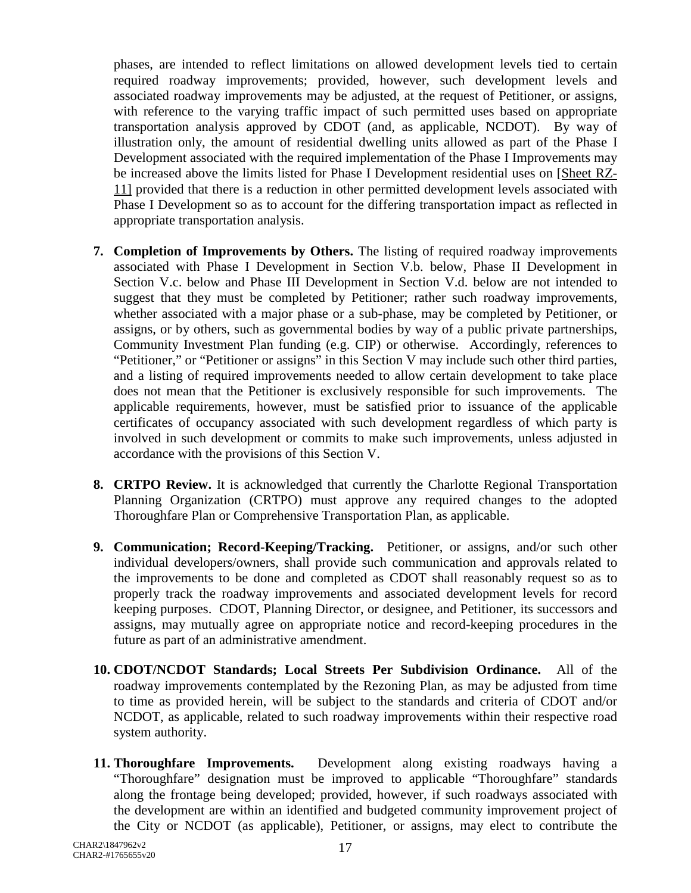phases, are intended to reflect limitations on allowed development levels tied to certain required roadway improvements; provided, however, such development levels and associated roadway improvements may be adjusted, at the request of Petitioner, or assigns, with reference to the varying traffic impact of such permitted uses based on appropriate transportation analysis approved by CDOT (and, as applicable, NCDOT). By way of illustration only, the amount of residential dwelling units allowed as part of the Phase I Development associated with the required implementation of the Phase I Improvements may be increased above the limits listed for Phase I Development residential uses on [Sheet RZ-11] provided that there is a reduction in other permitted development levels associated with Phase I Development so as to account for the differing transportation impact as reflected in appropriate transportation analysis.

7. **Completion of Improvements by Others.** The listing of required roadway improvements associated with Phase I Development in Section V.b. below, Phase II Development in Section V.c. below and Phase III Development in Section V.d. below are not intended to suggest that they must be completed by Petitioner; rather such roadway improvements, whether associated with a major phase or a sub-phase, may be completed by Petitioner, or assigns, or by others, such as governmental bodies by way of a public private partnerships, Community Investment Plan funding (e.g. CIP) or otherwise. Accordingly, references to "Petitioner," or "Petitioner or assigns" in this Section V may include such other third parties, and a listing of required improvements needed to allow certain development to take place does not mean that the Petitioner is exclusively responsible for such improvements. The applicable requirements, however, must be satisfied prior to issuance of the applicable certificates of occupancy associated with such development regardless of which party is involved in such development or commits to make such improvements, unless adjusted in accordance with the provisions of this Section V.

8. **CRTPO Review.** It is acknowledged that currently the Charlotte Regional Transportation Planning Organization (CRTPO) must approve any required changes to the adopted Thoroughfare Plan or Comprehensive Transportation Plan, as applicable.

9. **Communication; Record-Keeping/Tracking.** Petitioner, or assigns, and/or such other individual developers/owners, shall provide such communication and approvals related to the improvements to be done and completed as CDOT shall reasonably request so as to properly track the roadway improvements and associated development levels for record keeping purposes. CDOT, Planning Director, or designee, and Petitioner, its successors and assigns, may mutually agree on appropriate notice and record-keeping procedures in the future as part of an administrative amendment.

10. **CDOT/NCDOT Standards; Local Streets Per Subdivision Ordinance.** All of the roadway improvements contemplated by the Rezoning Plan, as may be adjusted from time to time as provided herein, will be subject to the standards and criteria of CDOT and/or NCDOT, as applicable, related to such roadway improvements within their respective road system authority.

11. **Thoroughfare Improvements.** Development along existing roadways having a "Thoroughfare" designation must be improved to applicable "Thoroughfare" standards along the frontage being developed; provided, however, if such roadways associated with the development are within an identified and budgeted community improvement project of the City or NCDOT (as applicable), Petitioner, or assigns, may elect to contribute the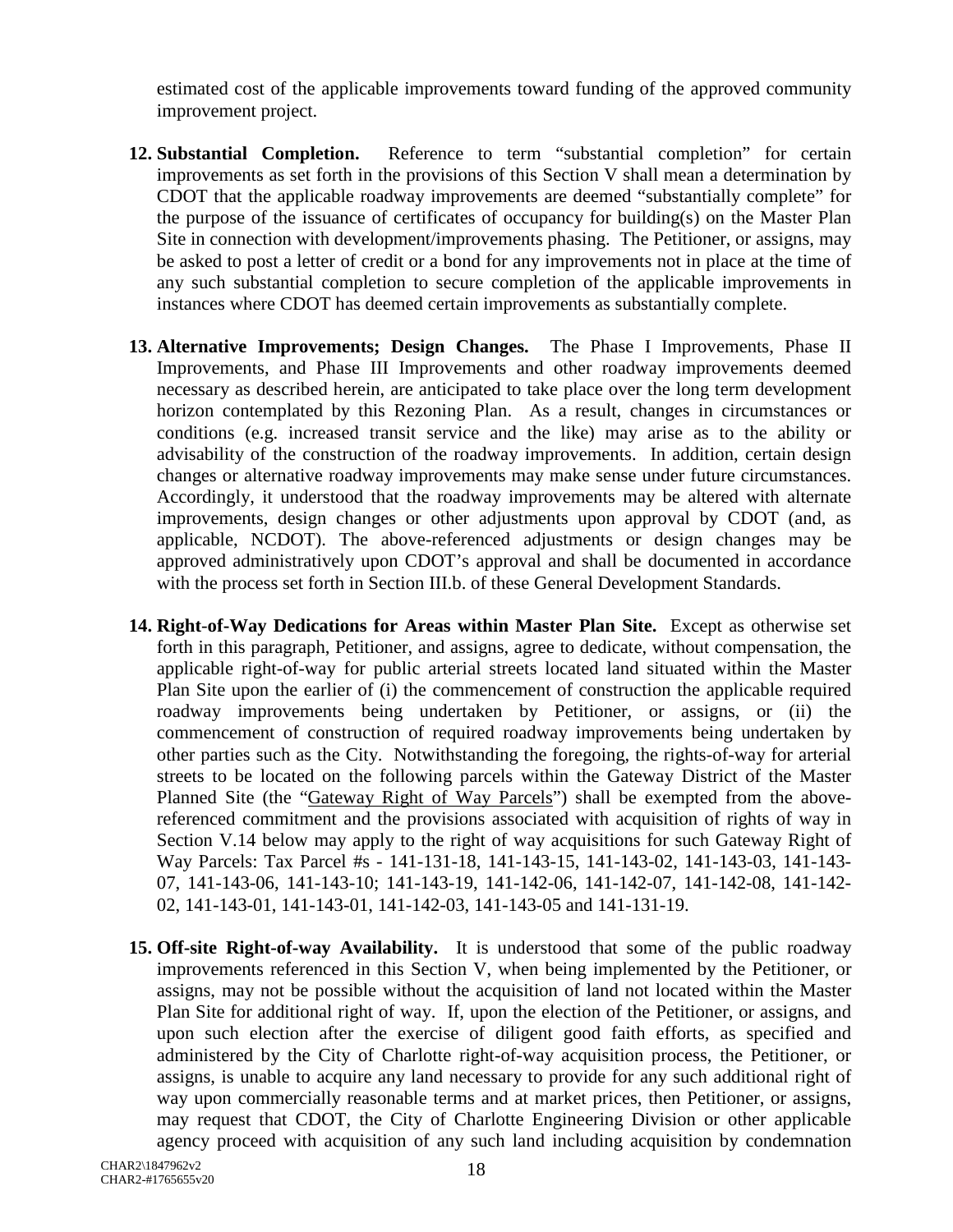estimated cost of the applicable improvements toward funding of the approved community improvement project.

12. **Substantial Completion.** Reference to term "substantial completion" for certain improvements as set forth in the provisions of this Section V shall mean a determination by CDOT that the applicable roadway improvements are deemed "substantially complete" for the purpose of the issuance of certificates of occupancy for building(s) on the Master Plan Site in connection with development/improvements phasing. The Petitioner, or assigns, may be asked to post a letter of credit or a bond for any improvements not in place at the time of any such substantial completion to secure completion of the applicable improvements in instances where CDOT has deemed certain improvements as substantially complete.

13. **Alternative Improvements; Design Changes.** The Phase I Improvements, Phase II Improvements, and Phase III Improvements and other roadway improvements deemed necessary as described herein, are anticipated to take place over the long term development horizon contemplated by this Rezoning Plan. As a result, changes in circumstances or conditions (e.g. increased transit service and the like) may arise as to the ability or advisability of the construction of the roadway improvements. In addition, certain design changes or alternative roadway improvements may make sense under future circumstances. Accordingly, it understood that the roadway improvements may be altered with alternate improvements, design changes or other adjustments upon approval by CDOT (and, as applicable, NCDOT). The above-referenced adjustments or design changes may be approved administratively upon CDOT's approval and shall be documented in accordance with the process set forth in Section III.b. of these General Development Standards.

14. **Right-of-Way Dedications for Areas within Master Plan Site.** Except as otherwise set forth in this paragraph, Petitioner, and assigns, agree to dedicate, without compensation, the applicable right-of-way for public arterial streets located land situated within the Master Plan Site upon the earlier of (i) the commencement of construction the applicable required roadway improvements being undertaken by Petitioner, or assigns, or (ii) the commencement of construction of required roadway improvements being undertaken by other parties such as the City. Notwithstanding the foregoing, the rights-of-way for arterial streets to be located on the following parcels within the Gateway District of the Master Planned Site (the "<u>Gateway Right of Way Parcels</u>") shall be exempted from the above-referenced commitment and the provisions associated with acquisition of rights of way in Section V.14 below may apply to the right of way acquisitions for such Gateway Right of Way Parcels: Tax Parcel #s - 141-131-18, 141-143-15, 141-143-02, 141-143-03, 141-143-07, 141-143-06, 141-143-10; 141-143-19, 141-142-06, 141-142-07, 141-142-08, 141-142-02, 141-143-01, 141-143-01, 141-142-03, 141-143-05 and 141-131-19.

15. **Off-site Right-of-way Availability.** It is understood that some of the public roadway improvements referenced in this Section V, when being implemented by the Petitioner, or assigns, may not be possible without the acquisition of land not located within the Master Plan Site for additional right of way. If, upon the election of the Petitioner, or assigns, and upon such election after the exercise of diligent good faith efforts, as specified and administered by the City of Charlotte right-of-way acquisition process, the Petitioner, or assigns, is unable to acquire any land necessary to provide for any such additional right of way upon commercially reasonable terms and at market prices, then Petitioner, or assigns, may request that CDOT, the City of Charlotte Engineering Division or other applicable agency proceed with acquisition of any such land including acquisition by condemnation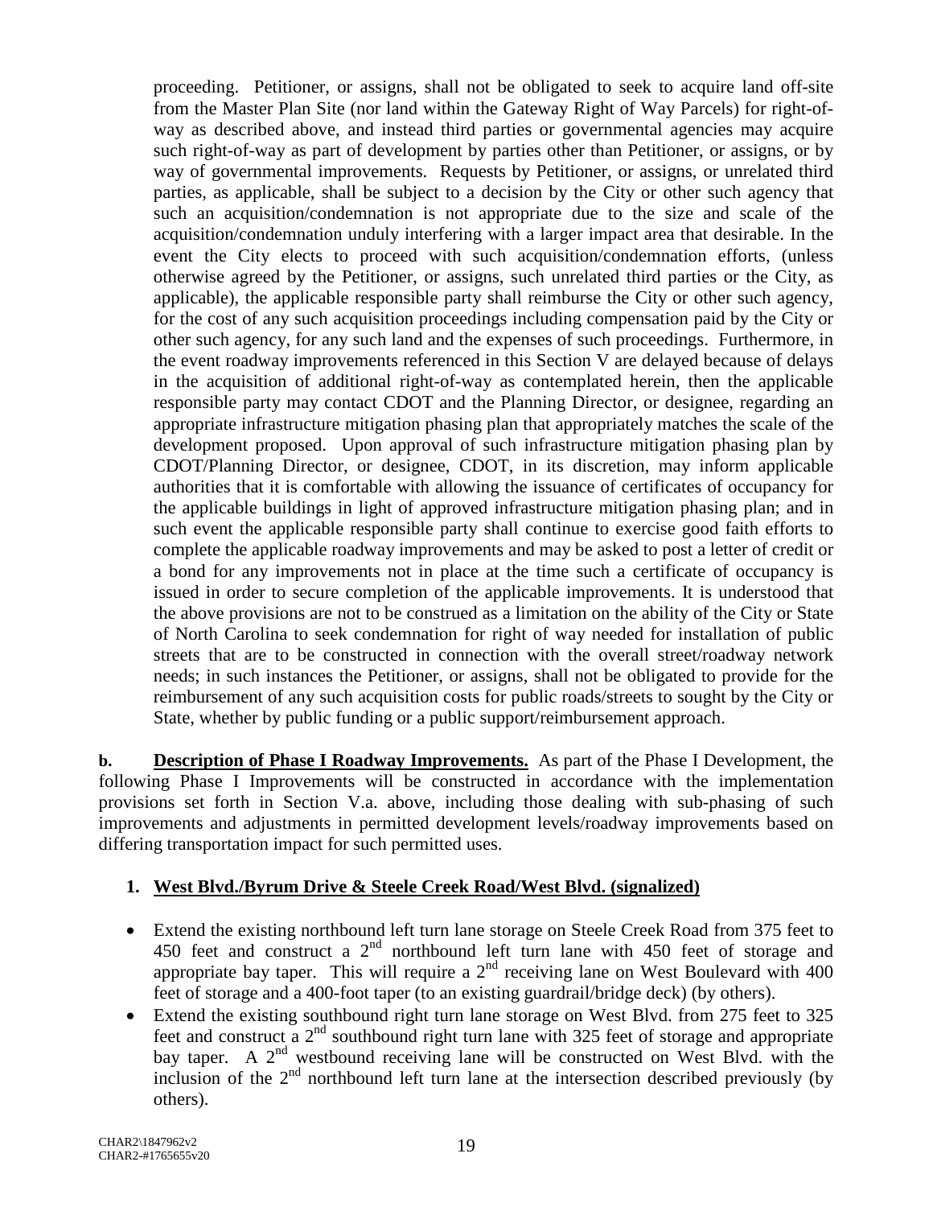proceeding. Petitioner, or assigns, shall not be obligated to seek to acquire land off-site from the Master Plan Site (nor land within the Gateway Right of Way Parcels) for right-of-way as described above, and instead third parties or governmental agencies may acquire such right-of-way as part of development by parties other than Petitioner, or assigns, or by way of governmental improvements. Requests by Petitioner, or assigns, or unrelated third parties, as applicable, shall be subject to a decision by the City or other such agency that such an acquisition/condemnation is not appropriate due to the size and scale of the acquisition/condemnation unduly interfering with a larger impact area that desirable. In the event the City elects to proceed with such acquisition/condemnation efforts, (unless otherwise agreed by the Petitioner, or assigns, such unrelated third parties or the City, as applicable), the applicable responsible party shall reimburse the City or other such agency, for the cost of any such acquisition proceedings including compensation paid by the City or other such agency, for any such land and the expenses of such proceedings. Furthermore, in the event roadway improvements referenced in this Section V are delayed because of delays in the acquisition of additional right-of-way as contemplated herein, then the applicable responsible party may contact CDOT and the Planning Director, or designee, regarding an appropriate infrastructure mitigation phasing plan that appropriately matches the scale of the development proposed. Upon approval of such infrastructure mitigation phasing plan by CDOT/Planning Director, or designee, CDOT, in its discretion, may inform applicable authorities that it is comfortable with allowing the issuance of certificates of occupancy for the applicable buildings in light of approved infrastructure mitigation phasing plan; and in such event the applicable responsible party shall continue to exercise good faith efforts to complete the applicable roadway improvements and may be asked to post a letter of credit or a bond for any improvements not in place at the time such a certificate of occupancy is issued in order to secure completion of the applicable improvements. It is understood that the above provisions are not to be construed as a limitation on the ability of the City or State of North Carolina to seek condemnation for right of way needed for installation of public streets that are to be constructed in connection with the overall street/roadway network needs; in such instances the Petitioner, or assigns, shall not be obligated to provide for the reimbursement of any such acquisition costs for public roads/streets to sought by the City or State, whether by public funding or a public support/reimbursement approach.

**b. Description of Phase I Roadway Improvements.** As part of the Phase I Development, the following Phase I Improvements will be constructed in accordance with the implementation provisions set forth in Section V.a. above, including those dealing with sub-phasing of such improvements and adjustments in permitted development levels/roadway improvements based on differing transportation impact for such permitted uses.

**1. West Blvd./Byrum Drive & Steele Creek Road/West Blvd. (signalized)**

- Extend the existing northbound left turn lane storage on Steele Creek Road from 375 feet to 450 feet and construct a 2nd northbound left turn lane with 450 feet of storage and appropriate bay taper. This will require a 2nd receiving lane on West Boulevard with 400 feet of storage and a 400-foot taper (to an existing guardrail/bridge deck) (by others).
- Extend the existing southbound right turn lane storage on West Blvd. from 275 feet to 325 feet and construct a 2nd southbound right turn lane with 325 feet of storage and appropriate bay taper. A 2nd westbound receiving lane will be constructed on West Blvd. with the inclusion of the 2nd northbound left turn lane at the intersection described previously (by others).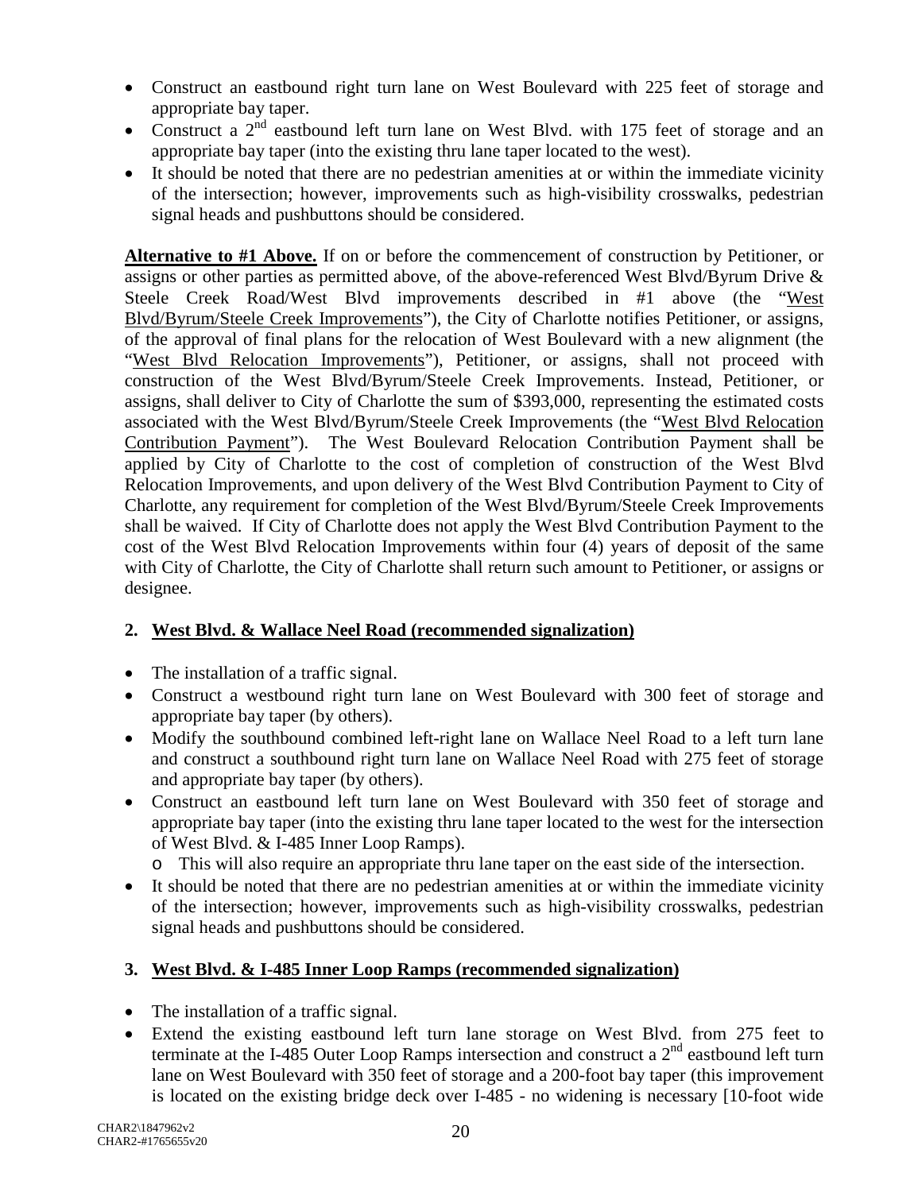- Construct an eastbound right turn lane on West Boulevard with 225 feet of storage and appropriate bay taper.
- Construct a 2nd eastbound left turn lane on West Blvd. with 175 feet of storage and an appropriate bay taper (into the existing thru lane taper located to the west).
- It should be noted that there are no pedestrian amenities at or within the immediate vicinity of the intersection; however, improvements such as high-visibility crosswalks, pedestrian signal heads and pushbuttons should be considered.

**Alternative to #1 Above.** If on or before the commencement of construction by Petitioner, or assigns or other parties as permitted above, of the above-referenced West Blvd/Byrum Drive & Steele Creek Road/West Blvd improvements described in #1 above (the "West Blvd/Byrum/Steele Creek Improvements"), the City of Charlotte notifies Petitioner, or assigns, of the approval of final plans for the relocation of West Boulevard with a new alignment (the "West Blvd Relocation Improvements"), Petitioner, or assigns, shall not proceed with construction of the West Blvd/Byrum/Steele Creek Improvements. Instead, Petitioner, or assigns, shall deliver to City of Charlotte the sum of $393,000, representing the estimated costs associated with the West Blvd/Byrum/Steele Creek Improvements (the "West Blvd Relocation Contribution Payment"). The West Boulevard Relocation Contribution Payment shall be applied by City of Charlotte to the cost of completion of construction of the West Blvd Relocation Improvements, and upon delivery of the West Blvd Contribution Payment to City of Charlotte, any requirement for completion of the West Blvd/Byrum/Steele Creek Improvements shall be waived. If City of Charlotte does not apply the West Blvd Contribution Payment to the cost of the West Blvd Relocation Improvements within four (4) years of deposit of the same with City of Charlotte, the City of Charlotte shall return such amount to Petitioner, or assigns or designee.

**2. West Blvd. & Wallace Neel Road (recommended signalization)**

- The installation of a traffic signal.
- Construct a westbound right turn lane on West Boulevard with 300 feet of storage and appropriate bay taper (by others).
- Modify the southbound combined left-right lane on Wallace Neel Road to a left turn lane and construct a southbound right turn lane on Wallace Neel Road with 275 feet of storage and appropriate bay taper (by others).
- Construct an eastbound left turn lane on West Boulevard with 350 feet of storage and appropriate bay taper (into the existing thru lane taper located to the west for the intersection of West Blvd. & I-485 Inner Loop Ramps).
  - This will also require an appropriate thru lane taper on the east side of the intersection.
- It should be noted that there are no pedestrian amenities at or within the immediate vicinity of the intersection; however, improvements such as high-visibility crosswalks, pedestrian signal heads and pushbuttons should be considered.

**3. West Blvd. & I-485 Inner Loop Ramps (recommended signalization)**

- The installation of a traffic signal.
- Extend the existing eastbound left turn lane storage on West Blvd. from 275 feet to terminate at the I-485 Outer Loop Ramps intersection and construct a 2nd eastbound left turn lane on West Boulevard with 350 feet of storage and a 200-foot bay taper (this improvement is located on the existing bridge deck over I-485 - no widening is necessary [10-foot wide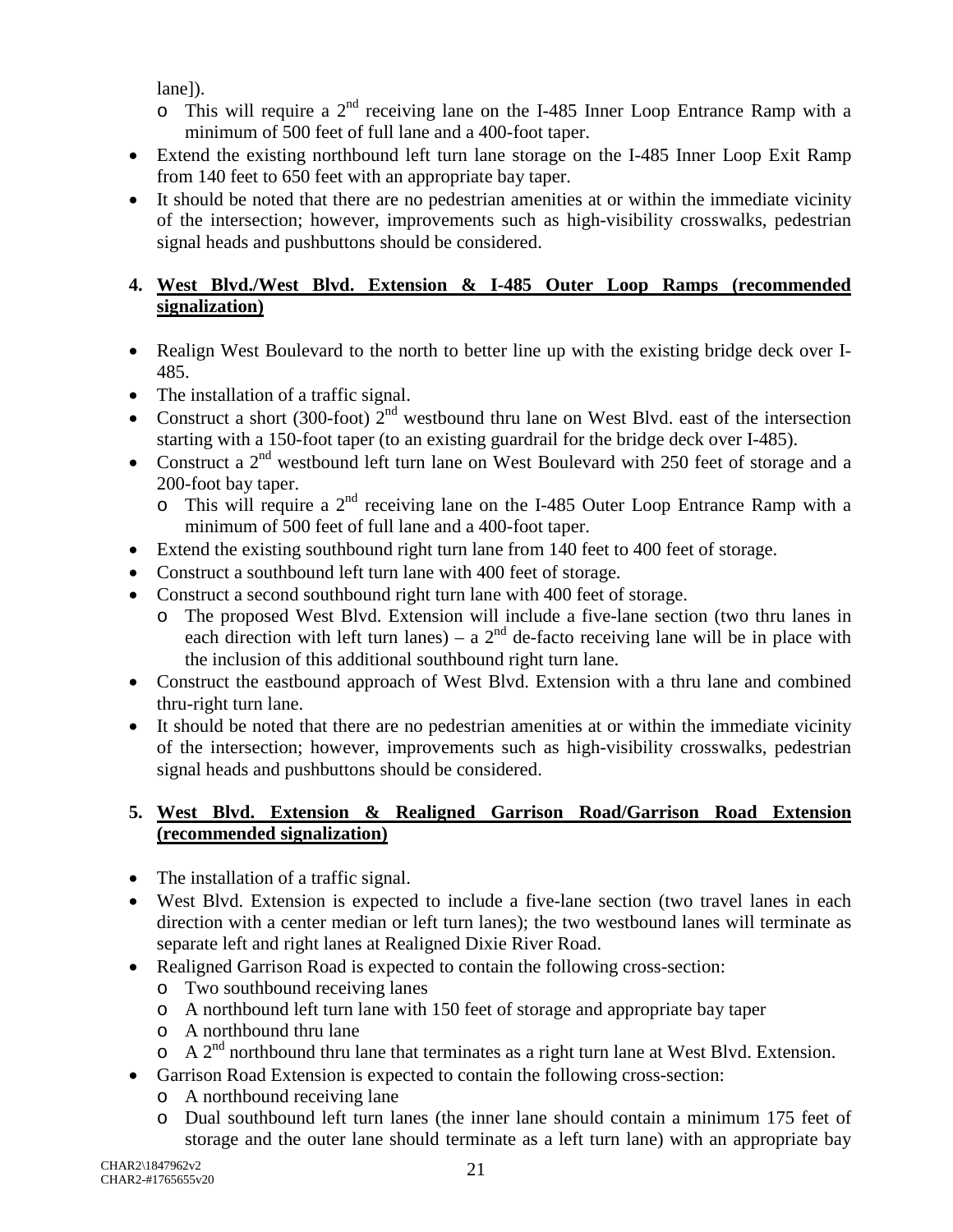lane]).

  - This will require a 2nd receiving lane on the I-485 Inner Loop Entrance Ramp with a minimum of 500 feet of full lane and a 400-foot taper.
- Extend the existing northbound left turn lane storage on the I-485 Inner Loop Exit Ramp from 140 feet to 650 feet with an appropriate bay taper.
- It should be noted that there are no pedestrian amenities at or within the immediate vicinity of the intersection; however, improvements such as high-visibility crosswalks, pedestrian signal heads and pushbuttons should be considered.

**4. <u>West Blvd./West Blvd. Extension & I-485 Outer Loop Ramps (recommended signalization)</u>**

- Realign West Boulevard to the north to better line up with the existing bridge deck over I-485.
- The installation of a traffic signal.
- Construct a short (300-foot) 2nd westbound thru lane on West Blvd. east of the intersection starting with a 150-foot taper (to an existing guardrail for the bridge deck over I-485).
- Construct a 2nd westbound left turn lane on West Boulevard with 250 feet of storage and a 200-foot bay taper.
  - This will require a 2nd receiving lane on the I-485 Outer Loop Entrance Ramp with a minimum of 500 feet of full lane and a 400-foot taper.
- Extend the existing southbound right turn lane from 140 feet to 400 feet of storage.
- Construct a southbound left turn lane with 400 feet of storage.
- Construct a second southbound right turn lane with 400 feet of storage.
  - The proposed West Blvd. Extension will include a five-lane section (two thru lanes in each direction with left turn lanes) – a 2nd de-facto receiving lane will be in place with the inclusion of this additional southbound right turn lane.
- Construct the eastbound approach of West Blvd. Extension with a thru lane and combined thru-right turn lane.
- It should be noted that there are no pedestrian amenities at or within the immediate vicinity of the intersection; however, improvements such as high-visibility crosswalks, pedestrian signal heads and pushbuttons should be considered.

**5. <u>West Blvd. Extension & Realigned Garrison Road/Garrison Road Extension (recommended signalization)</u>**

- The installation of a traffic signal.
- West Blvd. Extension is expected to include a five-lane section (two travel lanes in each direction with a center median or left turn lanes); the two westbound lanes will terminate as separate left and right lanes at Realigned Dixie River Road.
- Realigned Garrison Road is expected to contain the following cross-section:
  - Two southbound receiving lanes
  - A northbound left turn lane with 150 feet of storage and appropriate bay taper
  - A northbound thru lane
  - A 2nd northbound thru lane that terminates as a right turn lane at West Blvd. Extension.
- Garrison Road Extension is expected to contain the following cross-section:
  - A northbound receiving lane
  - Dual southbound left turn lanes (the inner lane should contain a minimum 175 feet of storage and the outer lane should terminate as a left turn lane) with an appropriate bay

CHAR2\1847962v2
CHAR2-#1765655v20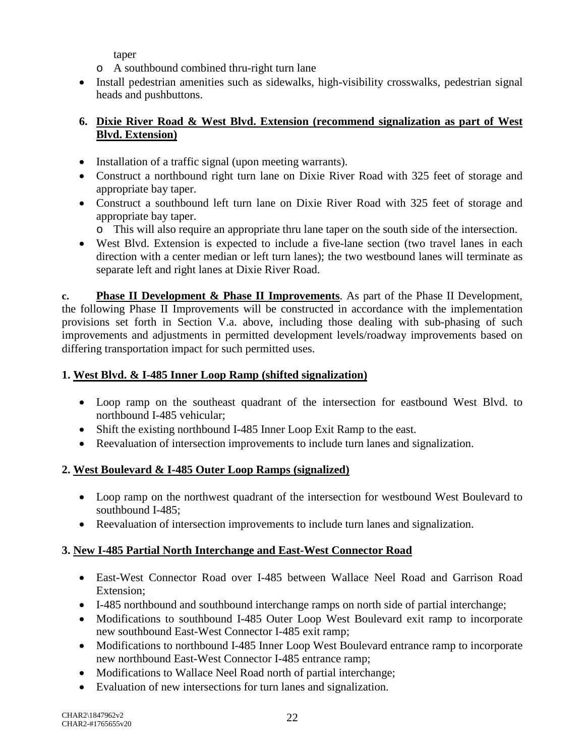taper

  - A southbound combined thru-right turn lane
- Install pedestrian amenities such as sidewalks, high-visibility crosswalks, pedestrian signal heads and pushbuttons.

**6. <u>Dixie River Road & West Blvd. Extension (recommend signalization as part of West Blvd. Extension)</u>**

- Installation of a traffic signal (upon meeting warrants).
- Construct a northbound right turn lane on Dixie River Road with 325 feet of storage and appropriate bay taper.
- Construct a southbound left turn lane on Dixie River Road with 325 feet of storage and appropriate bay taper.
  - This will also require an appropriate thru lane taper on the south side of the intersection.
- West Blvd. Extension is expected to include a five-lane section (two travel lanes in each direction with a center median or left turn lanes); the two westbound lanes will terminate as separate left and right lanes at Dixie River Road.

**c. <u>Phase II Development & Phase II Improvements</u>**. As part of the Phase II Development, the following Phase II Improvements will be constructed in accordance with the implementation provisions set forth in Section V.a. above, including those dealing with sub-phasing of such improvements and adjustments in permitted development levels/roadway improvements based on differing transportation impact for such permitted uses.

**1. <u>West Blvd. & I-485 Inner Loop Ramp (shifted signalization)</u>**

- Loop ramp on the southeast quadrant of the intersection for eastbound West Blvd. to northbound I-485 vehicular;
- Shift the existing northbound I-485 Inner Loop Exit Ramp to the east.
- Reevaluation of intersection improvements to include turn lanes and signalization.

**2. <u>West Boulevard & I-485 Outer Loop Ramps (signalized)</u>**

- Loop ramp on the northwest quadrant of the intersection for westbound West Boulevard to southbound I-485;
- Reevaluation of intersection improvements to include turn lanes and signalization.

**3. <u>New I-485 Partial North Interchange and East-West Connector Road</u>**

- East-West Connector Road over I-485 between Wallace Neel Road and Garrison Road Extension;
- I-485 northbound and southbound interchange ramps on north side of partial interchange;
- Modifications to southbound I-485 Outer Loop West Boulevard exit ramp to incorporate new southbound East-West Connector I-485 exit ramp;
- Modifications to northbound I-485 Inner Loop West Boulevard entrance ramp to incorporate new northbound East-West Connector I-485 entrance ramp;
- Modifications to Wallace Neel Road north of partial interchange;
- Evaluation of new intersections for turn lanes and signalization.

CHAR2\1847962v2
CHAR2-#1765655v20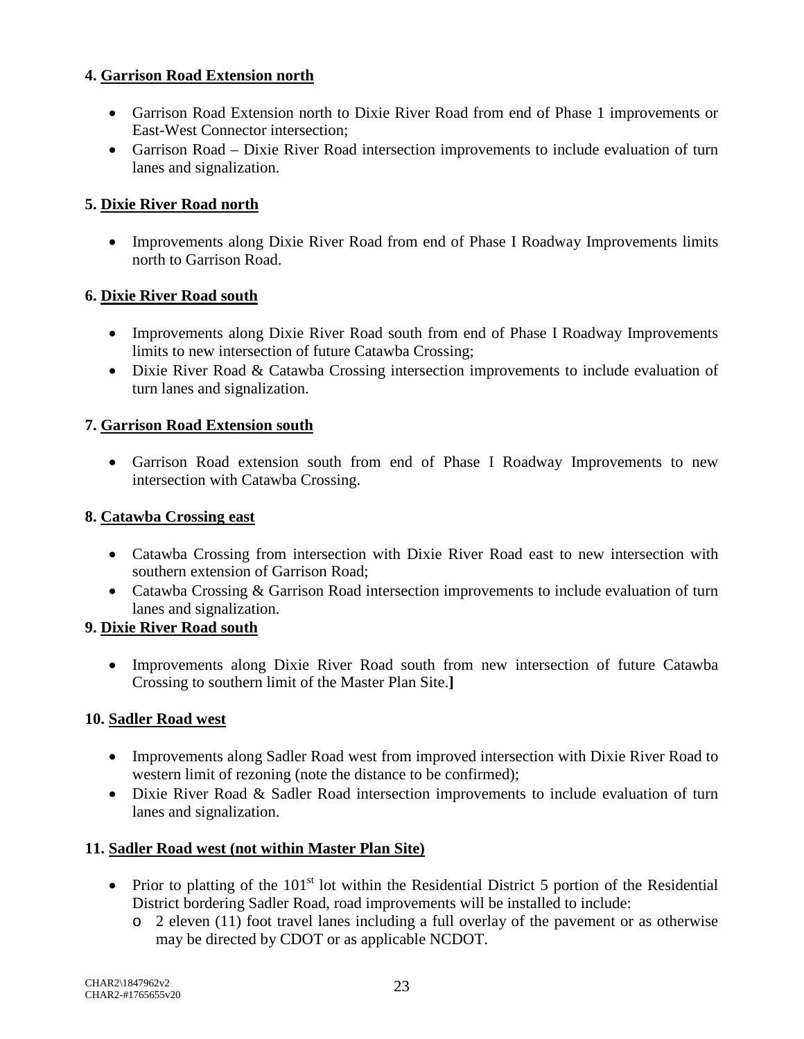**4. Garrison Road Extension north**

- Garrison Road Extension north to Dixie River Road from end of Phase 1 improvements or East-West Connector intersection;
- Garrison Road – Dixie River Road intersection improvements to include evaluation of turn lanes and signalization.

**5. Dixie River Road north**

- Improvements along Dixie River Road from end of Phase I Roadway Improvements limits north to Garrison Road.

**6. Dixie River Road south**

- Improvements along Dixie River Road south from end of Phase I Roadway Improvements limits to new intersection of future Catawba Crossing;
- Dixie River Road & Catawba Crossing intersection improvements to include evaluation of turn lanes and signalization.

**7. Garrison Road Extension south**

- Garrison Road extension south from end of Phase I Roadway Improvements to new intersection with Catawba Crossing.

**8. Catawba Crossing east**

- Catawba Crossing from intersection with Dixie River Road east to new intersection with southern extension of Garrison Road;
- Catawba Crossing & Garrison Road intersection improvements to include evaluation of turn lanes and signalization.

**9. Dixie River Road south**

- Improvements along Dixie River Road south from new intersection of future Catawba Crossing to southern limit of the Master Plan Site.**]**

**10. Sadler Road west**

- Improvements along Sadler Road west from improved intersection with Dixie River Road to western limit of rezoning (note the distance to be confirmed);
- Dixie River Road & Sadler Road intersection improvements to include evaluation of turn lanes and signalization.

**11. Sadler Road west (not within Master Plan Site)**

- Prior to platting of the 101st lot within the Residential District 5 portion of the Residential District bordering Sadler Road, road improvements will be installed to include:
  - 2 eleven (11) foot travel lanes including a full overlay of the pavement or as otherwise may be directed by CDOT or as applicable NCDOT.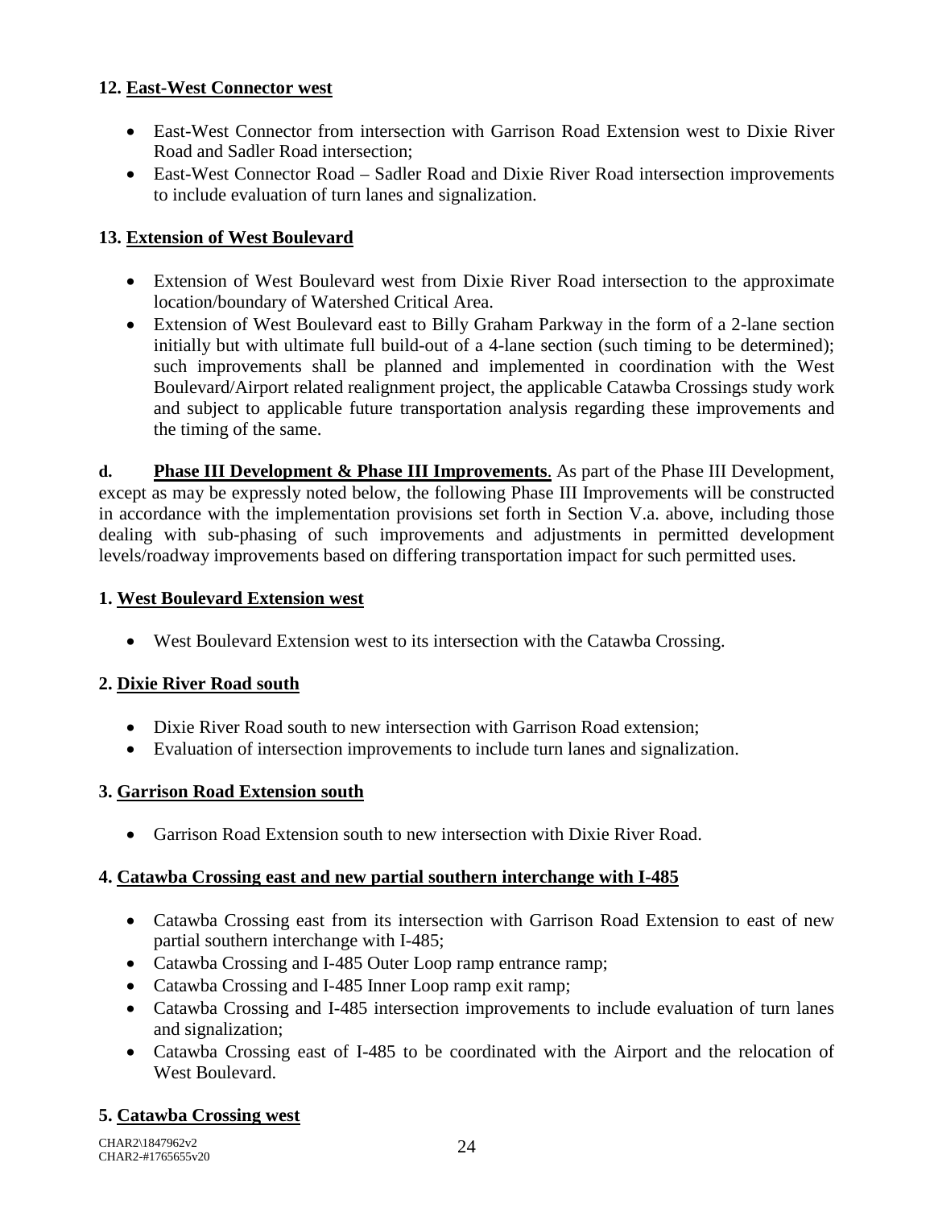**12. East-West Connector west**

- East-West Connector from intersection with Garrison Road Extension west to Dixie River Road and Sadler Road intersection;
- East-West Connector Road – Sadler Road and Dixie River Road intersection improvements to include evaluation of turn lanes and signalization.

**13. Extension of West Boulevard**

- Extension of West Boulevard west from Dixie River Road intersection to the approximate location/boundary of Watershed Critical Area.
- Extension of West Boulevard east to Billy Graham Parkway in the form of a 2-lane section initially but with ultimate full build-out of a 4-lane section (such timing to be determined); such improvements shall be planned and implemented in coordination with the West Boulevard/Airport related realignment project, the applicable Catawba Crossings study work and subject to applicable future transportation analysis regarding these improvements and the timing of the same.

**d. Phase III Development & Phase III Improvements**. As part of the Phase III Development, except as may be expressly noted below, the following Phase III Improvements will be constructed in accordance with the implementation provisions set forth in Section V.a. above, including those dealing with sub-phasing of such improvements and adjustments in permitted development levels/roadway improvements based on differing transportation impact for such permitted uses.

**1. West Boulevard Extension west**

- West Boulevard Extension west to its intersection with the Catawba Crossing.

**2. Dixie River Road south**

- Dixie River Road south to new intersection with Garrison Road extension;
- Evaluation of intersection improvements to include turn lanes and signalization.

**3. Garrison Road Extension south**

- Garrison Road Extension south to new intersection with Dixie River Road.

**4. Catawba Crossing east and new partial southern interchange with I-485**

- Catawba Crossing east from its intersection with Garrison Road Extension to east of new partial southern interchange with I-485;
- Catawba Crossing and I-485 Outer Loop ramp entrance ramp;
- Catawba Crossing and I-485 Inner Loop ramp exit ramp;
- Catawba Crossing and I-485 intersection improvements to include evaluation of turn lanes and signalization;
- Catawba Crossing east of I-485 to be coordinated with the Airport and the relocation of West Boulevard.

**5. Catawba Crossing west**

CHAR2\1847962v2
CHAR2-#1765655v20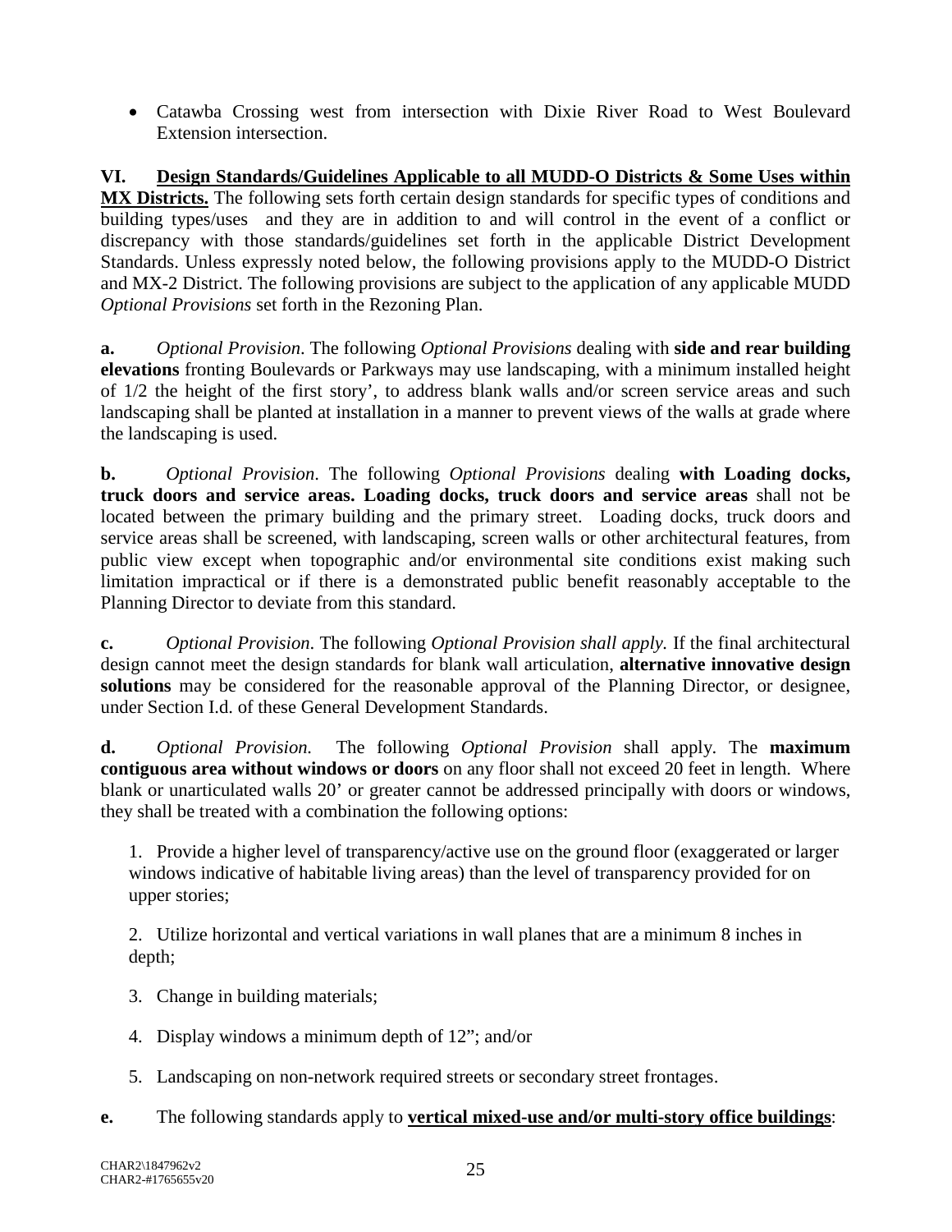- Catawba Crossing west from intersection with Dixie River Road to West Boulevard Extension intersection.

**VI. Design Standards/Guidelines Applicable to all MUDD-O Districts & Some Uses within MX Districts.** The following sets forth certain design standards for specific types of conditions and building types/uses and they are in addition to and will control in the event of a conflict or discrepancy with those standards/guidelines set forth in the applicable District Development Standards. Unless expressly noted below, the following provisions apply to the MUDD-O District and MX-2 District. The following provisions are subject to the application of any applicable MUDD *Optional Provisions* set forth in the Rezoning Plan.

**a.** *Optional Provision*. The following *Optional Provisions* dealing with **side and rear building elevations** fronting Boulevards or Parkways may use landscaping, with a minimum installed height of 1/2 the height of the first story', to address blank walls and/or screen service areas and such landscaping shall be planted at installation in a manner to prevent views of the walls at grade where the landscaping is used.

**b.** *Optional Provision*. The following *Optional Provisions* dealing **with Loading docks, truck doors and service areas. Loading docks, truck doors and service areas** shall not be located between the primary building and the primary street. Loading docks, truck doors and service areas shall be screened, with landscaping, screen walls or other architectural features, from public view except when topographic and/or environmental site conditions exist making such limitation impractical or if there is a demonstrated public benefit reasonably acceptable to the Planning Director to deviate from this standard.

**c.** *Optional Provision*. The following *Optional Provision shall apply.* If the final architectural design cannot meet the design standards for blank wall articulation, **alternative innovative design solutions** may be considered for the reasonable approval of the Planning Director, or designee, under Section I.d. of these General Development Standards.

**d.** *Optional Provision.* The following *Optional Provision* shall apply. The **maximum contiguous area without windows or doors** on any floor shall not exceed 20 feet in length. Where blank or unarticulated walls 20' or greater cannot be addressed principally with doors or windows, they shall be treated with a combination the following options:

1. Provide a higher level of transparency/active use on the ground floor (exaggerated or larger windows indicative of habitable living areas) than the level of transparency provided for on upper stories;

2. Utilize horizontal and vertical variations in wall planes that are a minimum 8 inches in depth;

3. Change in building materials;

4. Display windows a minimum depth of 12"; and/or

5. Landscaping on non-network required streets or secondary street frontages.

**e.** The following standards apply to **<u>vertical mixed-use and/or multi-story office buildings</u>**: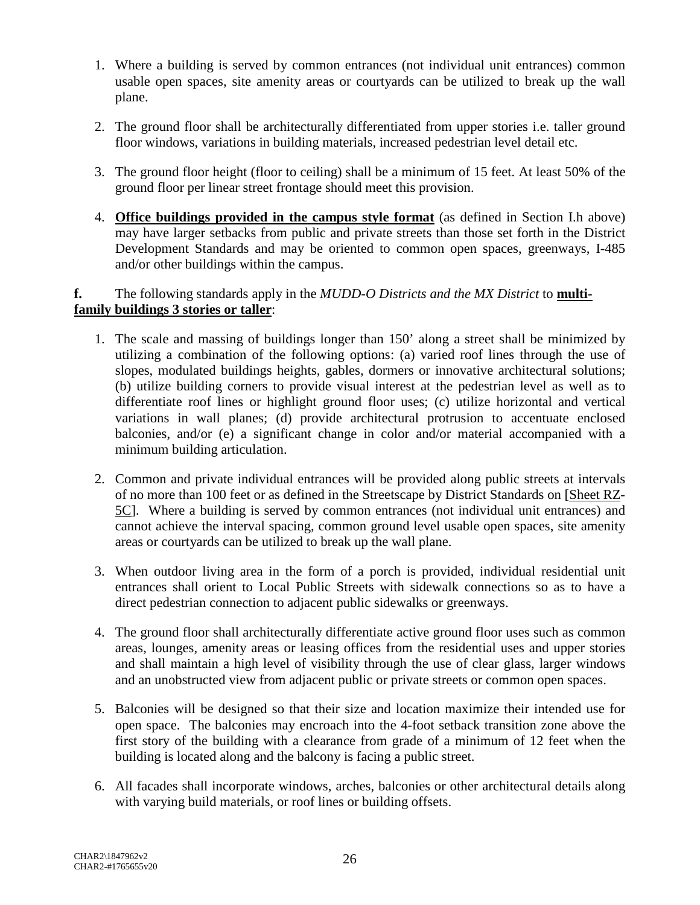1. Where a building is served by common entrances (not individual unit entrances) common usable open spaces, site amenity areas or courtyards can be utilized to break up the wall plane.

2. The ground floor shall be architecturally differentiated from upper stories i.e. taller ground floor windows, variations in building materials, increased pedestrian level detail etc.

3. The ground floor height (floor to ceiling) shall be a minimum of 15 feet. At least 50% of the ground floor per linear street frontage should meet this provision.

4. <u>**Office buildings provided in the campus style format**</u> (as defined in Section I.h above) may have larger setbacks from public and private streets than those set forth in the District Development Standards and may be oriented to common open spaces, greenways, I-485 and/or other buildings within the campus.

**f.** The following standards apply in the *MUDD-O Districts and the MX District* to <u>**multi-family buildings 3 stories or taller**</u>:

1. The scale and massing of buildings longer than 150’ along a street shall be minimized by utilizing a combination of the following options: (a) varied roof lines through the use of slopes, modulated buildings heights, gables, dormers or innovative architectural solutions; (b) utilize building corners to provide visual interest at the pedestrian level as well as to differentiate roof lines or highlight ground floor uses; (c) utilize horizontal and vertical variations in wall planes; (d) provide architectural protrusion to accentuate enclosed balconies, and/or (e) a significant change in color and/or material accompanied with a minimum building articulation.

2. Common and private individual entrances will be provided along public streets at intervals of no more than 100 feet or as defined in the Streetscape by District Standards on [<u>Sheet RZ-5C</u>]. Where a building is served by common entrances (not individual unit entrances) and cannot achieve the interval spacing, common ground level usable open spaces, site amenity areas or courtyards can be utilized to break up the wall plane.

3. When outdoor living area in the form of a porch is provided, individual residential unit entrances shall orient to Local Public Streets with sidewalk connections so as to have a direct pedestrian connection to adjacent public sidewalks or greenways.

4. The ground floor shall architecturally differentiate active ground floor uses such as common areas, lounges, amenity areas or leasing offices from the residential uses and upper stories and shall maintain a high level of visibility through the use of clear glass, larger windows and an unobstructed view from adjacent public or private streets or common open spaces.

5. Balconies will be designed so that their size and location maximize their intended use for open space. The balconies may encroach into the 4-foot setback transition zone above the first story of the building with a clearance from grade of a minimum of 12 feet when the building is located along and the balcony is facing a public street.

6. All facades shall incorporate windows, arches, balconies or other architectural details along with varying build materials, or roof lines or building offsets.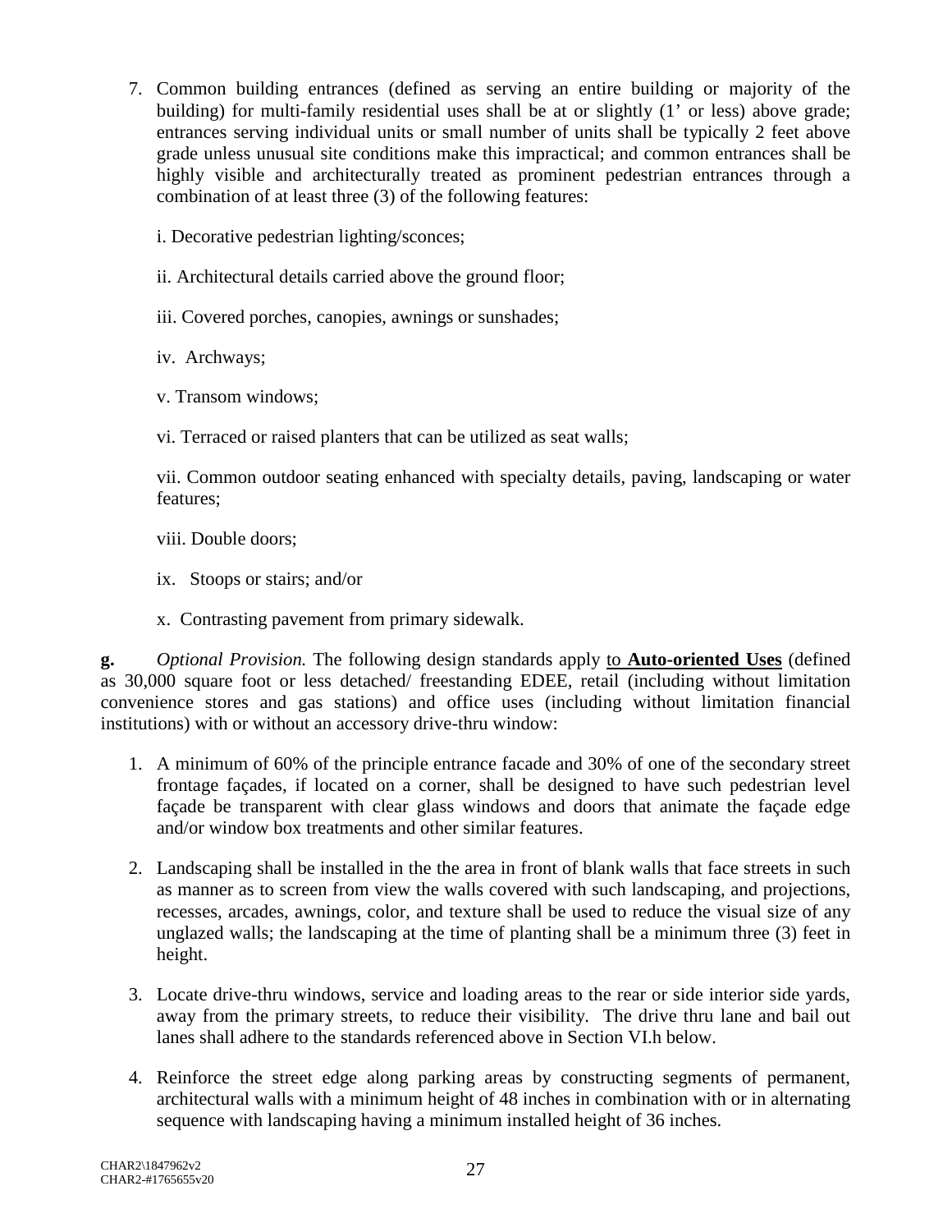7. Common building entrances (defined as serving an entire building or majority of the building) for multi-family residential uses shall be at or slightly (1' or less) above grade; entrances serving individual units or small number of units shall be typically 2 feet above grade unless unusual site conditions make this impractical; and common entrances shall be highly visible and architecturally treated as prominent pedestrian entrances through a combination of at least three (3) of the following features:

   i. Decorative pedestrian lighting/sconces;

   ii. Architectural details carried above the ground floor;

   iii. Covered porches, canopies, awnings or sunshades;

   iv. Archways;

   v. Transom windows;

   vi. Terraced or raised planters that can be utilized as seat walls;

   vii. Common outdoor seating enhanced with specialty details, paving, landscaping or water features;

   viii. Double doors;

   ix. Stoops or stairs; and/or

   x. Contrasting pavement from primary sidewalk.

**g.** *Optional Provision.* The following design standards apply <u>to **Auto-oriented Uses**</u> (defined as 30,000 square foot or less detached/ freestanding EDEE, retail (including without limitation convenience stores and gas stations) and office uses (including without limitation financial institutions) with or without an accessory drive-thru window:

1. A minimum of 60% of the principle entrance facade and 30% of one of the secondary street frontage façades, if located on a corner, shall be designed to have such pedestrian level façade be transparent with clear glass windows and doors that animate the façade edge and/or window box treatments and other similar features.

2. Landscaping shall be installed in the the area in front of blank walls that face streets in such as manner as to screen from view the walls covered with such landscaping, and projections, recesses, arcades, awnings, color, and texture shall be used to reduce the visual size of any unglazed walls; the landscaping at the time of planting shall be a minimum three (3) feet in height.

3. Locate drive-thru windows, service and loading areas to the rear or side interior side yards, away from the primary streets, to reduce their visibility. The drive thru lane and bail out lanes shall adhere to the standards referenced above in Section VI.h below.

4. Reinforce the street edge along parking areas by constructing segments of permanent, architectural walls with a minimum height of 48 inches in combination with or in alternating sequence with landscaping having a minimum installed height of 36 inches.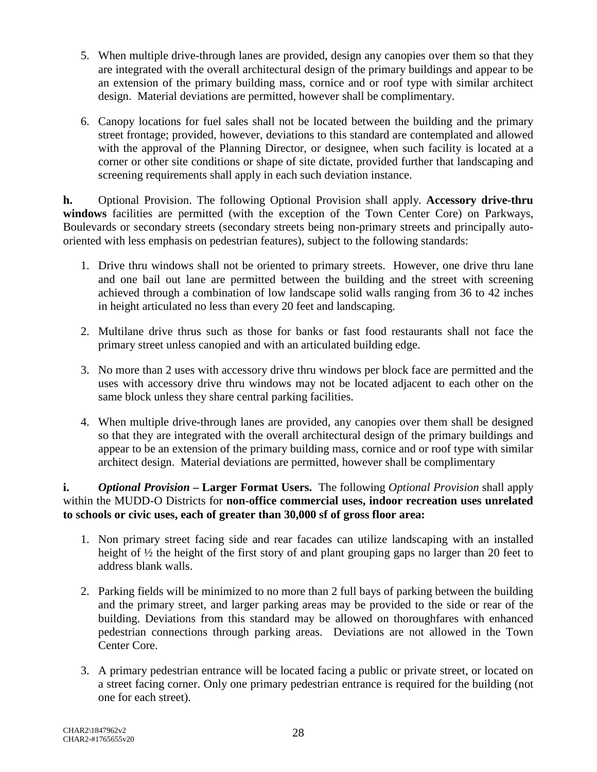5. When multiple drive-through lanes are provided, design any canopies over them so that they are integrated with the overall architectural design of the primary buildings and appear to be an extension of the primary building mass, cornice and or roof type with similar architect design. Material deviations are permitted, however shall be complimentary.

6. Canopy locations for fuel sales shall not be located between the building and the primary street frontage; provided, however, deviations to this standard are contemplated and allowed with the approval of the Planning Director, or designee, when such facility is located at a corner or other site conditions or shape of site dictate, provided further that landscaping and screening requirements shall apply in each such deviation instance.

**h.** Optional Provision. The following Optional Provision shall apply. **Accessory drive-thru windows** facilities are permitted (with the exception of the Town Center Core) on Parkways, Boulevards or secondary streets (secondary streets being non-primary streets and principally auto-oriented with less emphasis on pedestrian features), subject to the following standards:

1. Drive thru windows shall not be oriented to primary streets. However, one drive thru lane and one bail out lane are permitted between the building and the street with screening achieved through a combination of low landscape solid walls ranging from 36 to 42 inches in height articulated no less than every 20 feet and landscaping.

2. Multilane drive thrus such as those for banks or fast food restaurants shall not face the primary street unless canopied and with an articulated building edge.

3. No more than 2 uses with accessory drive thru windows per block face are permitted and the uses with accessory drive thru windows may not be located adjacent to each other on the same block unless they share central parking facilities.

4. When multiple drive-through lanes are provided, any canopies over them shall be designed so that they are integrated with the overall architectural design of the primary buildings and appear to be an extension of the primary building mass, cornice and or roof type with similar architect design. Material deviations are permitted, however shall be complimentary

**i.** ***Optional Provision* – Larger Format Users.** The following *Optional Provision* shall apply within the MUDD-O Districts for **non-office commercial uses, indoor recreation uses unrelated to schools or civic uses, each of greater than 30,000 sf of gross floor area:**

1. Non primary street facing side and rear facades can utilize landscaping with an installed height of ½ the height of the first story of and plant grouping gaps no larger than 20 feet to address blank walls.

2. Parking fields will be minimized to no more than 2 full bays of parking between the building and the primary street, and larger parking areas may be provided to the side or rear of the building. Deviations from this standard may be allowed on thoroughfares with enhanced pedestrian connections through parking areas. Deviations are not allowed in the Town Center Core.

3. A primary pedestrian entrance will be located facing a public or private street, or located on a street facing corner. Only one primary pedestrian entrance is required for the building (not one for each street).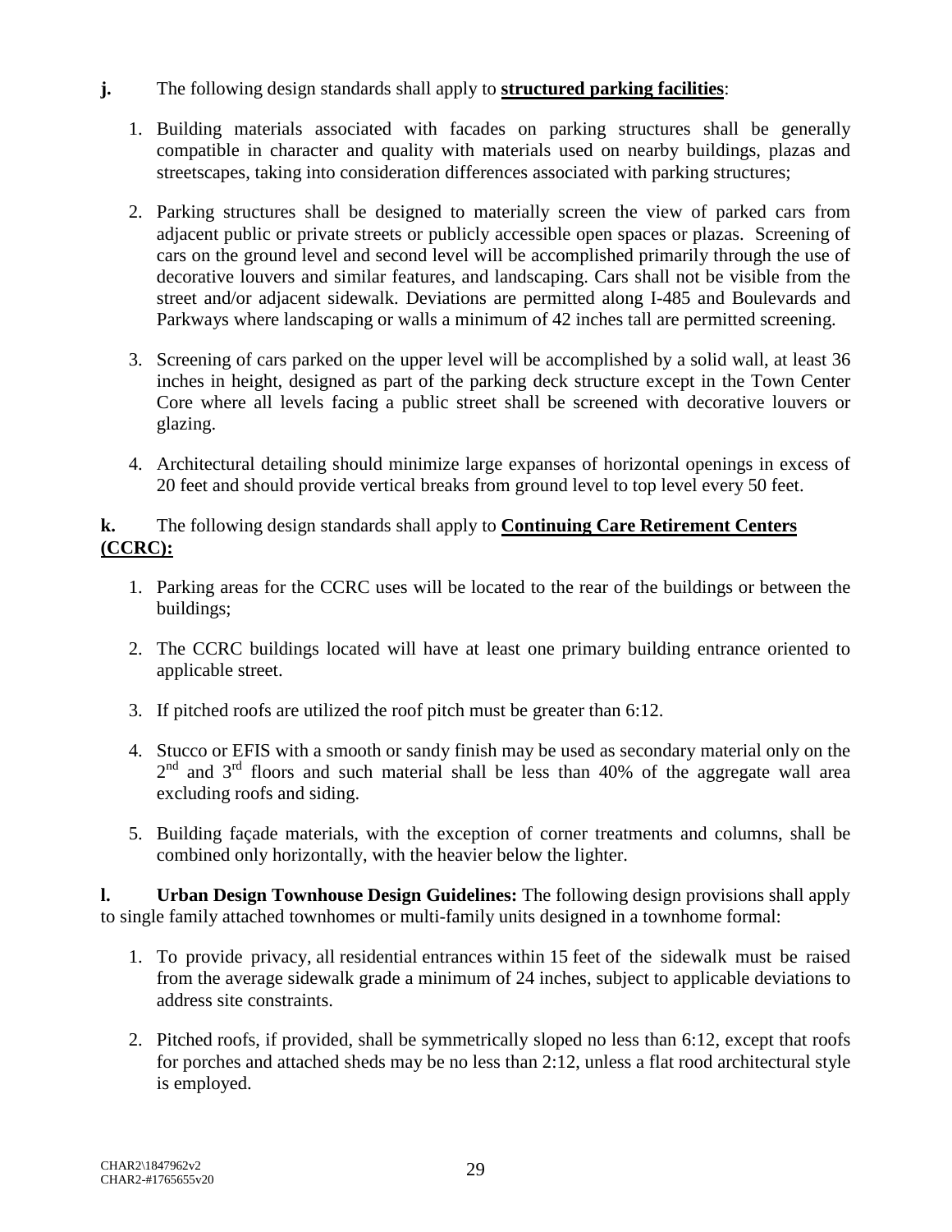**j.** The following design standards shall apply to **structured parking facilities**:

1. Building materials associated with facades on parking structures shall be generally compatible in character and quality with materials used on nearby buildings, plazas and streetscapes, taking into consideration differences associated with parking structures;

2. Parking structures shall be designed to materially screen the view of parked cars from adjacent public or private streets or publicly accessible open spaces or plazas. Screening of cars on the ground level and second level will be accomplished primarily through the use of decorative louvers and similar features, and landscaping. Cars shall not be visible from the street and/or adjacent sidewalk. Deviations are permitted along I-485 and Boulevards and Parkways where landscaping or walls a minimum of 42 inches tall are permitted screening.

3. Screening of cars parked on the upper level will be accomplished by a solid wall, at least 36 inches in height, designed as part of the parking deck structure except in the Town Center Core where all levels facing a public street shall be screened with decorative louvers or glazing.

4. Architectural detailing should minimize large expanses of horizontal openings in excess of 20 feet and should provide vertical breaks from ground level to top level every 50 feet.

**k.** The following design standards shall apply to **Continuing Care Retirement Centers (CCRC):**

1. Parking areas for the CCRC uses will be located to the rear of the buildings or between the buildings;

2. The CCRC buildings located will have at least one primary building entrance oriented to applicable street.

3. If pitched roofs are utilized the roof pitch must be greater than 6:12.

4. Stucco or EFIS with a smooth or sandy finish may be used as secondary material only on the 2nd and 3rd floors and such material shall be less than 40% of the aggregate wall area excluding roofs and siding.

5. Building façade materials, with the exception of corner treatments and columns, shall be combined only horizontally, with the heavier below the lighter.

**l. Urban Design Townhouse Design Guidelines:** The following design provisions shall apply to single family attached townhomes or multi-family units designed in a townhome formal:

1. To provide privacy, all residential entrances within 15 feet of the sidewalk must be raised from the average sidewalk grade a minimum of 24 inches, subject to applicable deviations to address site constraints.

2. Pitched roofs, if provided, shall be symmetrically sloped no less than 6:12, except that roofs for porches and attached sheds may be no less than 2:12, unless a flat rood architectural style is employed.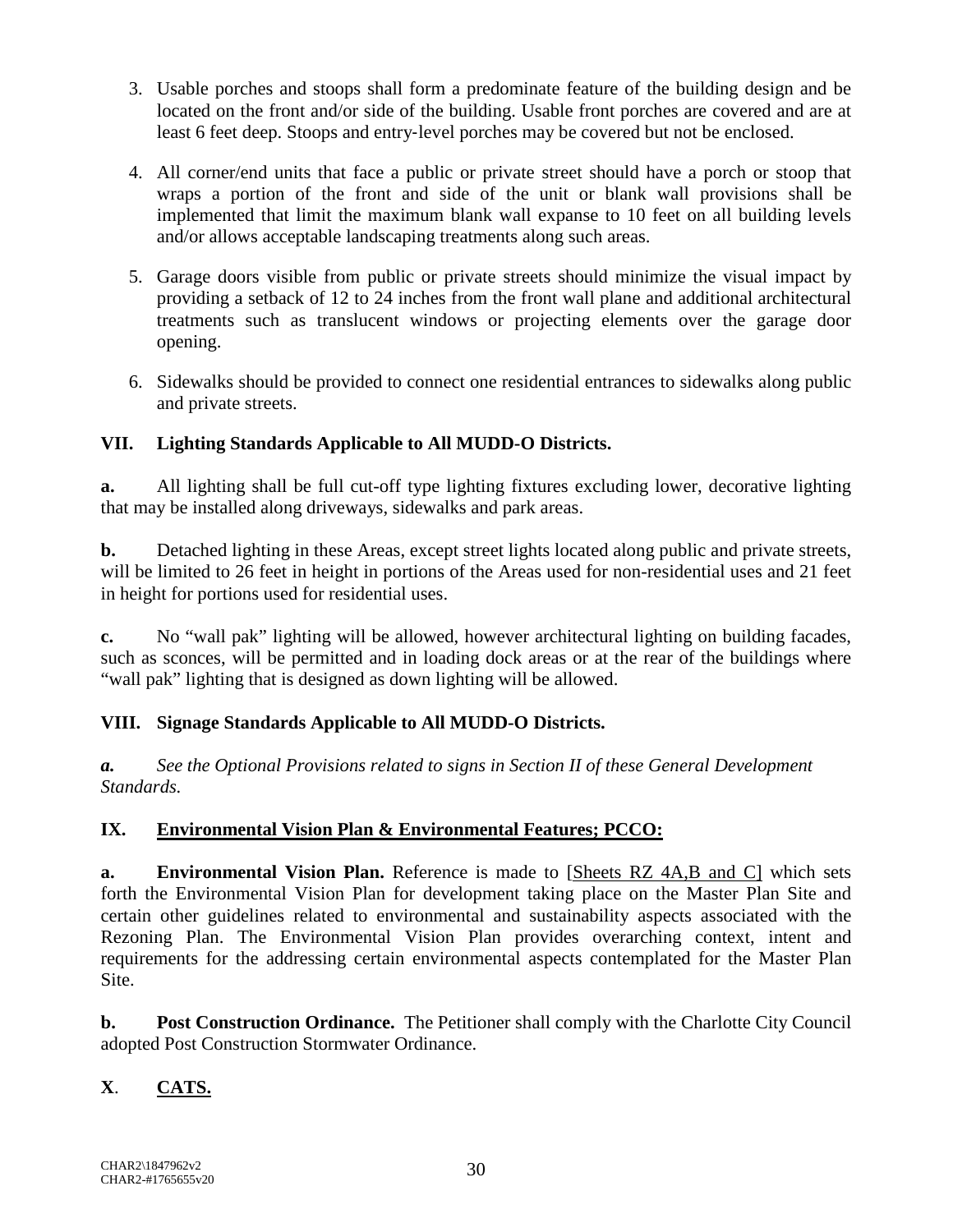3. Usable porches and stoops shall form a predominate feature of the building design and be located on the front and/or side of the building. Usable front porches are covered and are at least 6 feet deep. Stoops and entry-level porches may be covered but not be enclosed.

4. All corner/end units that face a public or private street should have a porch or stoop that wraps a portion of the front and side of the unit or blank wall provisions shall be implemented that limit the maximum blank wall expanse to 10 feet on all building levels and/or allows acceptable landscaping treatments along such areas.

5. Garage doors visible from public or private streets should minimize the visual impact by providing a setback of 12 to 24 inches from the front wall plane and additional architectural treatments such as translucent windows or projecting elements over the garage door opening.

6. Sidewalks should be provided to connect one residential entrances to sidewalks along public and private streets.

## VII. Lighting Standards Applicable to All MUDD-O Districts.

**a.** All lighting shall be full cut-off type lighting fixtures excluding lower, decorative lighting that may be installed along driveways, sidewalks and park areas.

**b.** Detached lighting in these Areas, except street lights located along public and private streets, will be limited to 26 feet in height in portions of the Areas used for non-residential uses and 21 feet in height for portions used for residential uses.

**c.** No "wall pak" lighting will be allowed, however architectural lighting on building facades, such as sconces, will be permitted and in loading dock areas or at the rear of the buildings where "wall pak" lighting that is designed as down lighting will be allowed.

## VIII. Signage Standards Applicable to All MUDD-O Districts.

***a.*** *See the Optional Provisions related to signs in Section II of these General Development Standards.*

## IX. Environmental Vision Plan & Environmental Features; PCCO:

**a. Environmental Vision Plan.** Reference is made to [Sheets RZ 4A,B and C] which sets forth the Environmental Vision Plan for development taking place on the Master Plan Site and certain other guidelines related to environmental and sustainability aspects associated with the Rezoning Plan. The Environmental Vision Plan provides overarching context, intent and requirements for the addressing certain environmental aspects contemplated for the Master Plan Site.

**b. Post Construction Ordinance.** The Petitioner shall comply with the Charlotte City Council adopted Post Construction Stormwater Ordinance.

## X. CATS.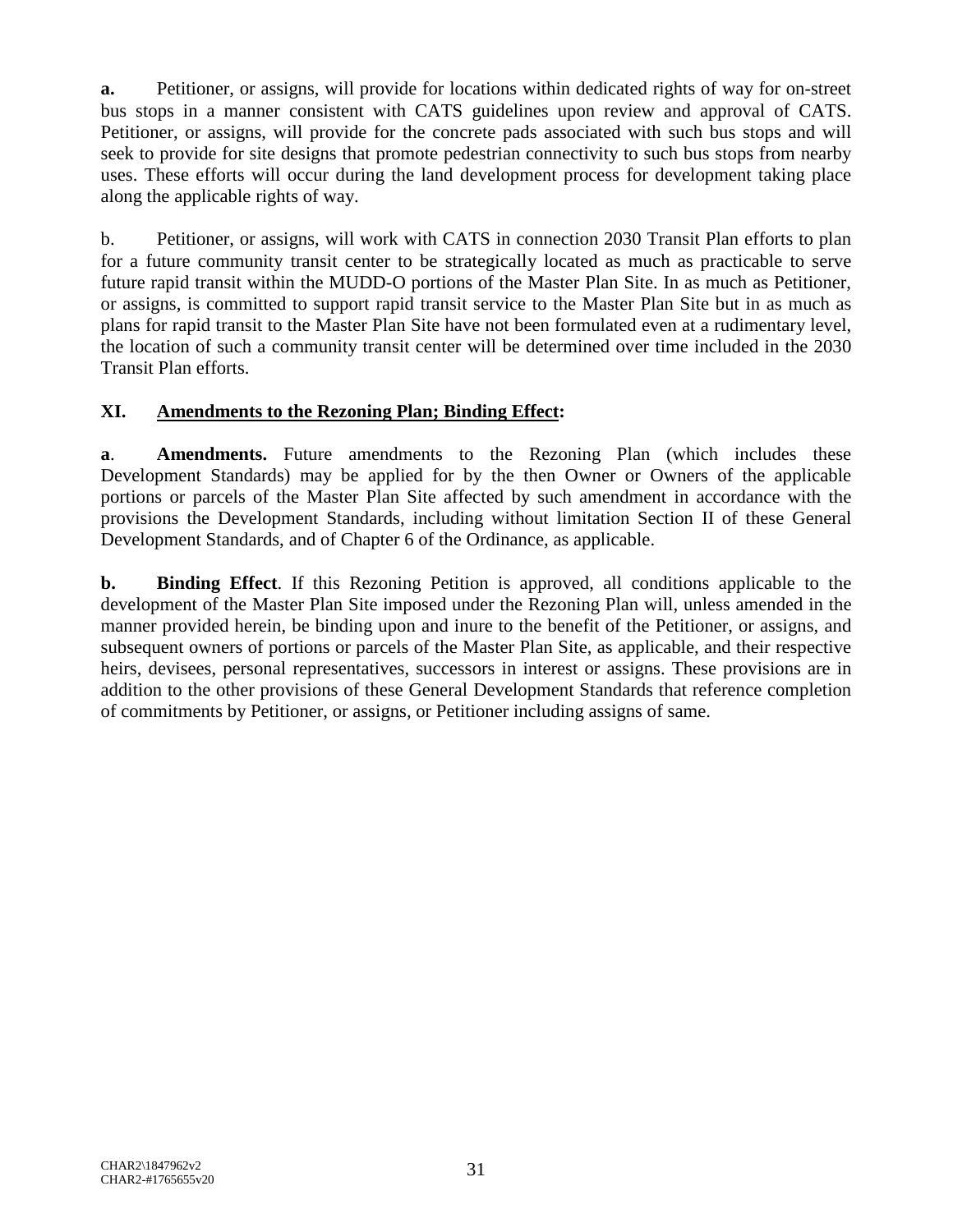**a.** Petitioner, or assigns, will provide for locations within dedicated rights of way for on-street bus stops in a manner consistent with CATS guidelines upon review and approval of CATS. Petitioner, or assigns, will provide for the concrete pads associated with such bus stops and will seek to provide for site designs that promote pedestrian connectivity to such bus stops from nearby uses. These efforts will occur during the land development process for development taking place along the applicable rights of way.

b. Petitioner, or assigns, will work with CATS in connection 2030 Transit Plan efforts to plan for a future community transit center to be strategically located as much as practicable to serve future rapid transit within the MUDD-O portions of the Master Plan Site. In as much as Petitioner, or assigns, is committed to support rapid transit service to the Master Plan Site but in as much as plans for rapid transit to the Master Plan Site have not been formulated even at a rudimentary level, the location of such a community transit center will be determined over time included in the 2030 Transit Plan efforts.

## XI. Amendments to the Rezoning Plan; Binding Effect:

**a**. **Amendments.** Future amendments to the Rezoning Plan (which includes these Development Standards) may be applied for by the then Owner or Owners of the applicable portions or parcels of the Master Plan Site affected by such amendment in accordance with the provisions the Development Standards, including without limitation Section II of these General Development Standards, and of Chapter 6 of the Ordinance, as applicable.

**b. Binding Effect**. If this Rezoning Petition is approved, all conditions applicable to the development of the Master Plan Site imposed under the Rezoning Plan will, unless amended in the manner provided herein, be binding upon and inure to the benefit of the Petitioner, or assigns, and subsequent owners of portions or parcels of the Master Plan Site, as applicable, and their respective heirs, devisees, personal representatives, successors in interest or assigns. These provisions are in addition to the other provisions of these General Development Standards that reference completion of commitments by Petitioner, or assigns, or Petitioner including assigns of same.

CHAR2\1847962v2
CHAR2-#1765655v20